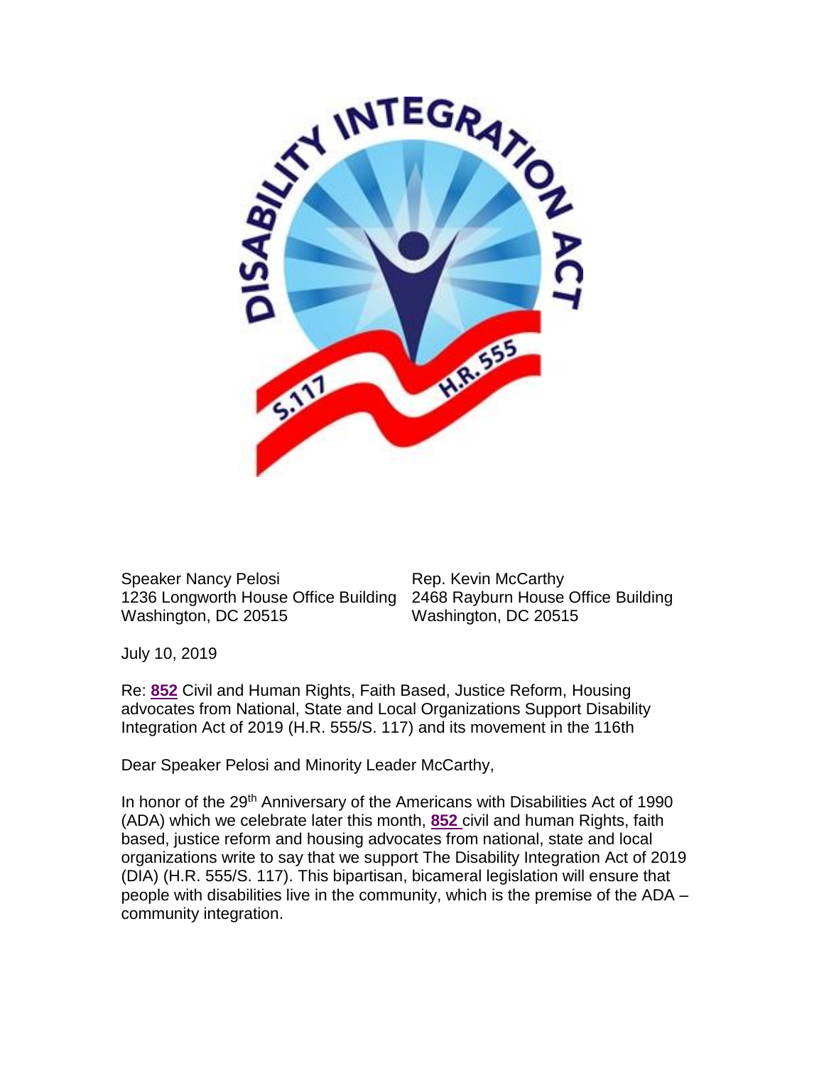Speaker Nancy Pelosi
1236 Longworth House Office Building
Washington, DC 20515

Rep. Kevin McCarthy
2468 Rayburn House Office Building
Washington, DC 20515

July 10, 2019

Re: **852** Civil and Human Rights, Faith Based, Justice Reform, Housing advocates from National, State and Local Organizations Support Disability Integration Act of 2019 (H.R. 555/S. 117) and its movement in the 116th

Dear Speaker Pelosi and Minority Leader McCarthy,

In honor of the 29th Anniversary of the Americans with Disabilities Act of 1990 (ADA) which we celebrate later this month, **852** civil and human Rights, faith based, justice reform and housing advocates from national, state and local organizations write to say that we support The Disability Integration Act of 2019 (DIA) (H.R. 555/S. 117). This bipartisan, bicameral legislation will ensure that people with disabilities live in the community, which is the premise of the ADA – community integration.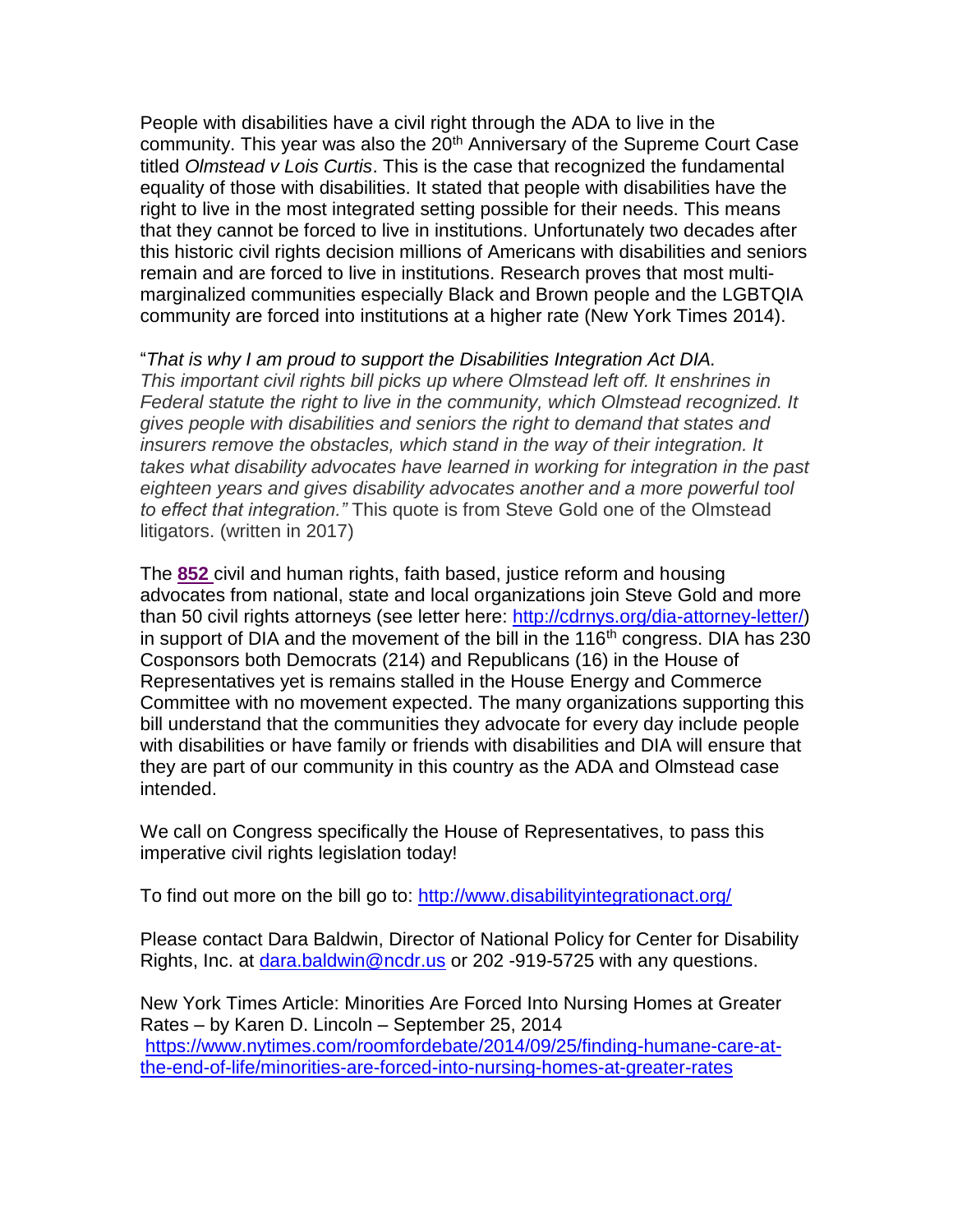People with disabilities have a civil right through the ADA to live in the community. This year was also the 20th Anniversary of the Supreme Court Case titled *Olmstead v Lois Curtis*. This is the case that recognized the fundamental equality of those with disabilities. It stated that people with disabilities have the right to live in the most integrated setting possible for their needs. This means that they cannot be forced to live in institutions. Unfortunately two decades after this historic civil rights decision millions of Americans with disabilities and seniors remain and are forced to live in institutions. Research proves that most multi-marginalized communities especially Black and Brown people and the LGBTQIA community are forced into institutions at a higher rate (New York Times 2014).

"*That is why I am proud to support the Disabilities Integration Act DIA. This important civil rights bill picks up where Olmstead left off. It enshrines in Federal statute the right to live in the community, which Olmstead recognized. It gives people with disabilities and seniors the right to demand that states and insurers remove the obstacles, which stand in the way of their integration. It takes what disability advocates have learned in working for integration in the past eighteen years and gives disability advocates another and a more powerful tool to effect that integration."* This quote is from Steve Gold one of the Olmstead litigators. (written in 2017)

The **852** civil and human rights, faith based, justice reform and housing advocates from national, state and local organizations join Steve Gold and more than 50 civil rights attorneys (see letter here: http://cdrnys.org/dia-attorney-letter/) in support of DIA and the movement of the bill in the 116th congress. DIA has 230 Cosponsors both Democrats (214) and Republicans (16) in the House of Representatives yet is remains stalled in the House Energy and Commerce Committee with no movement expected. The many organizations supporting this bill understand that the communities they advocate for every day include people with disabilities or have family or friends with disabilities and DIA will ensure that they are part of our community in this country as the ADA and Olmstead case intended.

We call on Congress specifically the House of Representatives, to pass this imperative civil rights legislation today!

To find out more on the bill go to: http://www.disabilityintegrationact.org/

Please contact Dara Baldwin, Director of National Policy for Center for Disability Rights, Inc. at dara.baldwin@ncdr.us or 202 -919-5725 with any questions.

New York Times Article: Minorities Are Forced Into Nursing Homes at Greater Rates – by Karen D. Lincoln – September 25, 2014
https://www.nytimes.com/roomfordebate/2014/09/25/finding-humane-care-at-the-end-of-life/minorities-are-forced-into-nursing-homes-at-greater-rates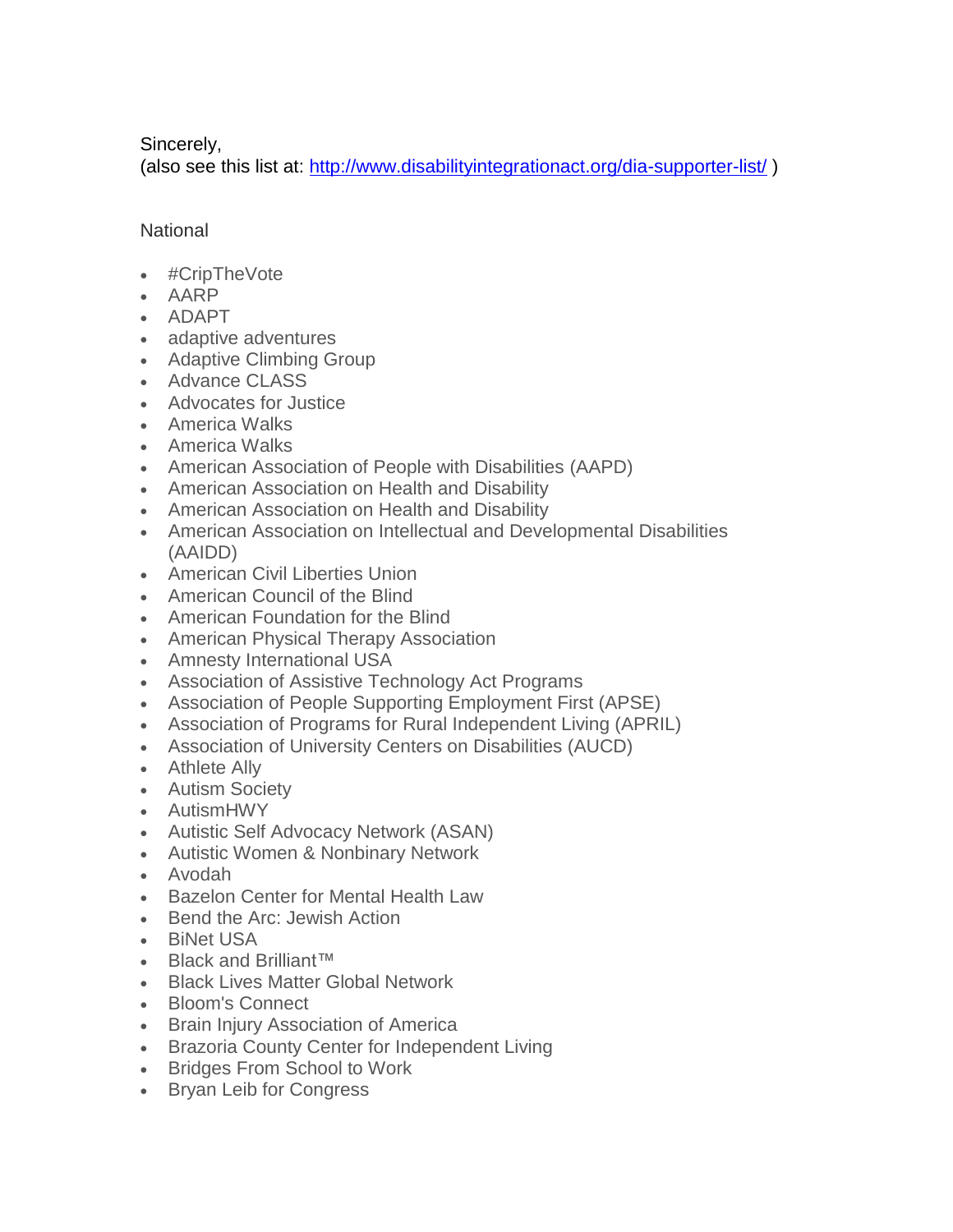Sincerely,
(also see this list at: [http://www.disabilityintegrationact.org/dia-supporter-list/](http://www.disabilityintegrationact.org/dia-supporter-list/) )

National

- #CripTheVote
- AARP
- ADAPT
- adaptive adventures
- Adaptive Climbing Group
- Advance CLASS
- Advocates for Justice
- America Walks
- America Walks
- American Association of People with Disabilities (AAPD)
- American Association on Health and Disability
- American Association on Health and Disability
- American Association on Intellectual and Developmental Disabilities (AAIDD)
- American Civil Liberties Union
- American Council of the Blind
- American Foundation for the Blind
- American Physical Therapy Association
- Amnesty International USA
- Association of Assistive Technology Act Programs
- Association of People Supporting Employment First (APSE)
- Association of Programs for Rural Independent Living (APRIL)
- Association of University Centers on Disabilities (AUCD)
- Athlete Ally
- Autism Society
- AutismHWY
- Autistic Self Advocacy Network (ASAN)
- Autistic Women & Nonbinary Network
- Avodah
- Bazelon Center for Mental Health Law
- Bend the Arc: Jewish Action
- BiNet USA
- Black and Brilliant™
- Black Lives Matter Global Network
- Bloom's Connect
- Brain Injury Association of America
- Brazoria County Center for Independent Living
- Bridges From School to Work
- Bryan Leib for Congress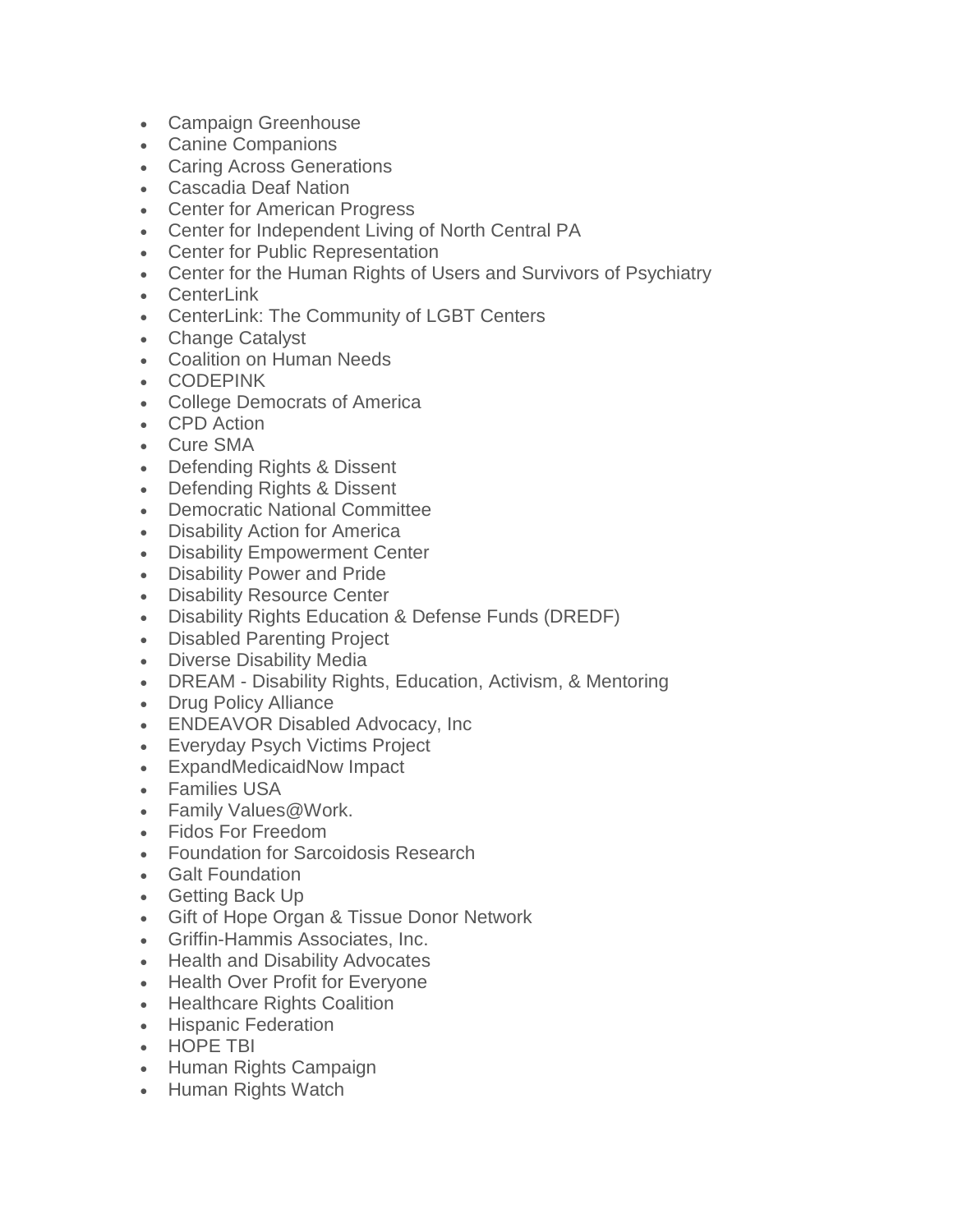- Campaign Greenhouse
- Canine Companions
- Caring Across Generations
- Cascadia Deaf Nation
- Center for American Progress
- Center for Independent Living of North Central PA
- Center for Public Representation
- Center for the Human Rights of Users and Survivors of Psychiatry
- CenterLink
- CenterLink: The Community of LGBT Centers
- Change Catalyst
- Coalition on Human Needs
- CODEPINK
- College Democrats of America
- CPD Action
- Cure SMA
- Defending Rights & Dissent
- Defending Rights & Dissent
- Democratic National Committee
- Disability Action for America
- Disability Empowerment Center
- Disability Power and Pride
- Disability Resource Center
- Disability Rights Education & Defense Funds (DREDF)
- Disabled Parenting Project
- Diverse Disability Media
- DREAM - Disability Rights, Education, Activism, & Mentoring
- Drug Policy Alliance
- ENDEAVOR Disabled Advocacy, Inc
- Everyday Psych Victims Project
- ExpandMedicaidNow Impact
- Families USA
- Family Values@Work.
- Fidos For Freedom
- Foundation for Sarcoidosis Research
- Galt Foundation
- Getting Back Up
- Gift of Hope Organ & Tissue Donor Network
- Griffin-Hammis Associates, Inc.
- Health and Disability Advocates
- Health Over Profit for Everyone
- Healthcare Rights Coalition
- Hispanic Federation
- HOPE TBI
- Human Rights Campaign
- Human Rights Watch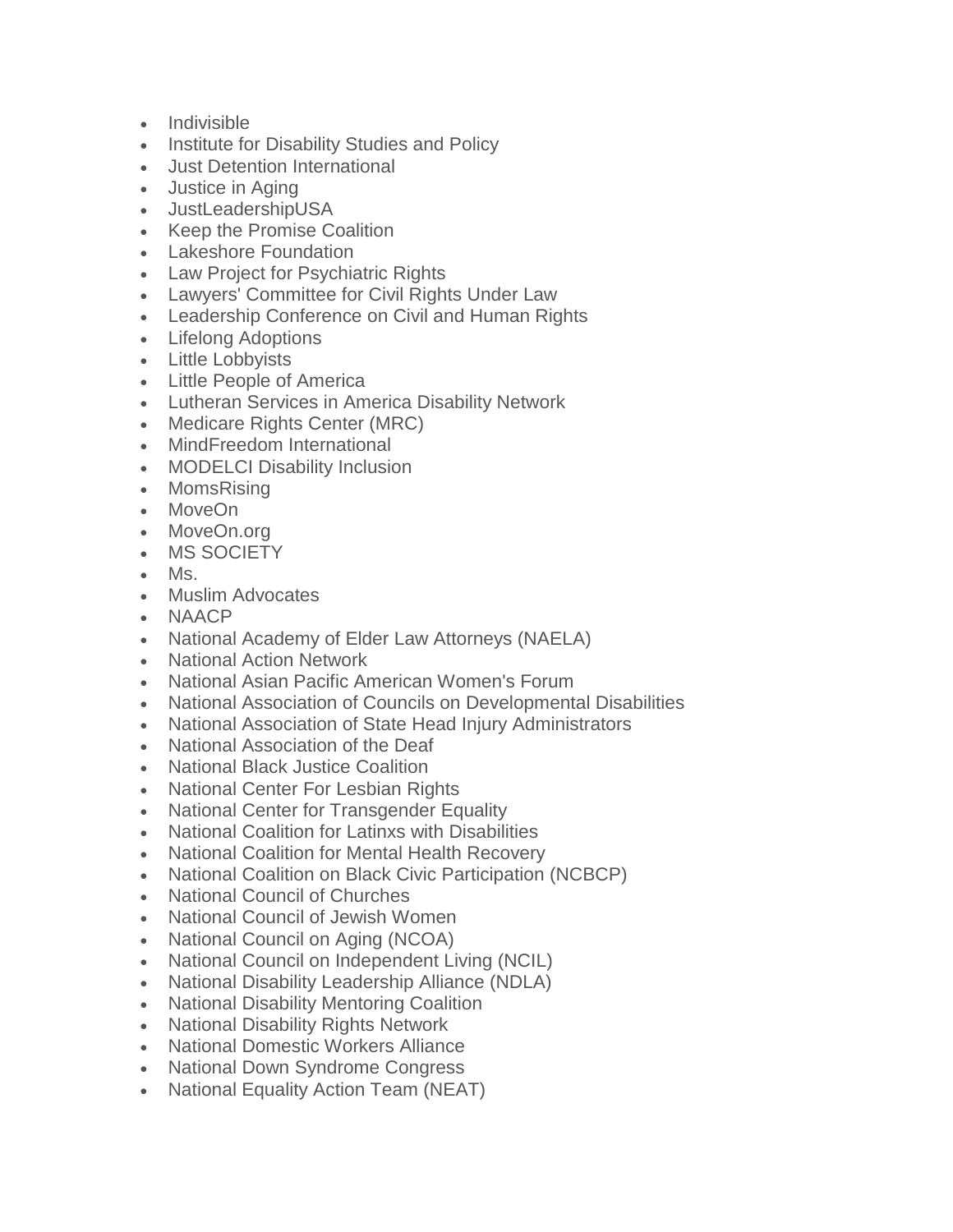- Indivisible
- Institute for Disability Studies and Policy
- Just Detention International
- Justice in Aging
- JustLeadershipUSA
- Keep the Promise Coalition
- Lakeshore Foundation
- Law Project for Psychiatric Rights
- Lawyers' Committee for Civil Rights Under Law
- Leadership Conference on Civil and Human Rights
- Lifelong Adoptions
- Little Lobbyists
- Little People of America
- Lutheran Services in America Disability Network
- Medicare Rights Center (MRC)
- MindFreedom International
- MODELCI Disability Inclusion
- MomsRising
- MoveOn
- MoveOn.org
- MS SOCIETY
- Ms.
- Muslim Advocates
- NAACP
- National Academy of Elder Law Attorneys (NAELA)
- National Action Network
- National Asian Pacific American Women's Forum
- National Association of Councils on Developmental Disabilities
- National Association of State Head Injury Administrators
- National Association of the Deaf
- National Black Justice Coalition
- National Center For Lesbian Rights
- National Center for Transgender Equality
- National Coalition for Latinxs with Disabilities
- National Coalition for Mental Health Recovery
- National Coalition on Black Civic Participation (NCBCP)
- National Council of Churches
- National Council of Jewish Women
- National Council on Aging (NCOA)
- National Council on Independent Living (NCIL)
- National Disability Leadership Alliance (NDLA)
- National Disability Mentoring Coalition
- National Disability Rights Network
- National Domestic Workers Alliance
- National Down Syndrome Congress
- National Equality Action Team (NEAT)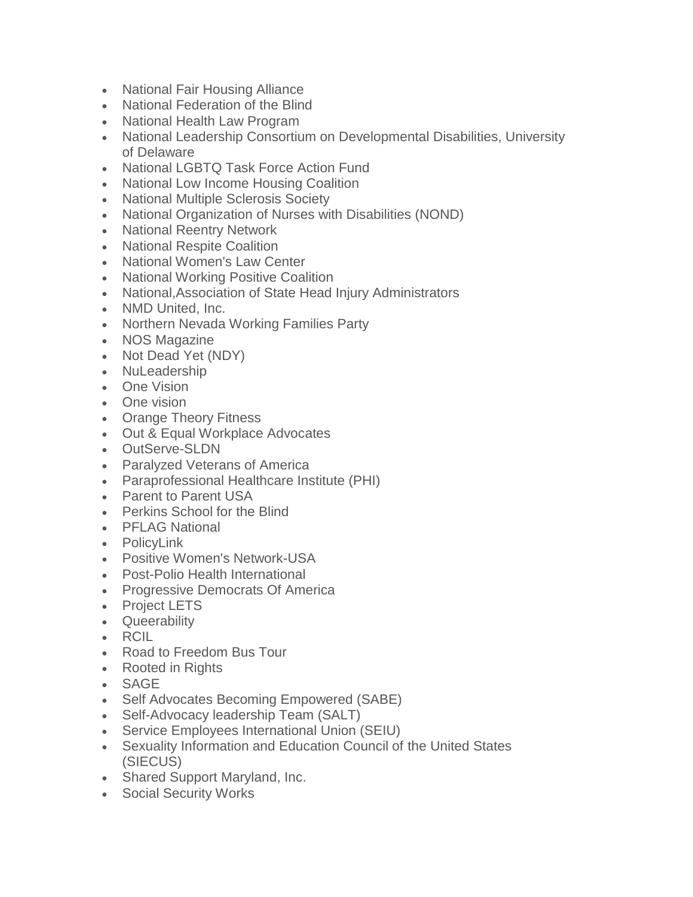- National Fair Housing Alliance
- National Federation of the Blind
- National Health Law Program
- National Leadership Consortium on Developmental Disabilities, University of Delaware
- National LGBTQ Task Force Action Fund
- National Low Income Housing Coalition
- National Multiple Sclerosis Society
- National Organization of Nurses with Disabilities (NOND)
- National Reentry Network
- National Respite Coalition
- National Women's Law Center
- National Working Positive Coalition
- National,Association of State Head Injury Administrators
- NMD United, Inc.
- Northern Nevada Working Families Party
- NOS Magazine
- Not Dead Yet (NDY)
- NuLeadership
- One Vision
- One vision
- Orange Theory Fitness
- Out & Equal Workplace Advocates
- OutServe-SLDN
- Paralyzed Veterans of America
- Paraprofessional Healthcare Institute (PHI)
- Parent to Parent USA
- Perkins School for the Blind
- PFLAG National
- PolicyLink
- Positive Women's Network-USA
- Post-Polio Health International
- Progressive Democrats Of America
- Project LETS
- Queerability
- RCIL
- Road to Freedom Bus Tour
- Rooted in Rights
- SAGE
- Self Advocates Becoming Empowered (SABE)
- Self-Advocacy leadership Team (SALT)
- Service Employees International Union (SEIU)
- Sexuality Information and Education Council of the United States (SIECUS)
- Shared Support Maryland, Inc.
- Social Security Works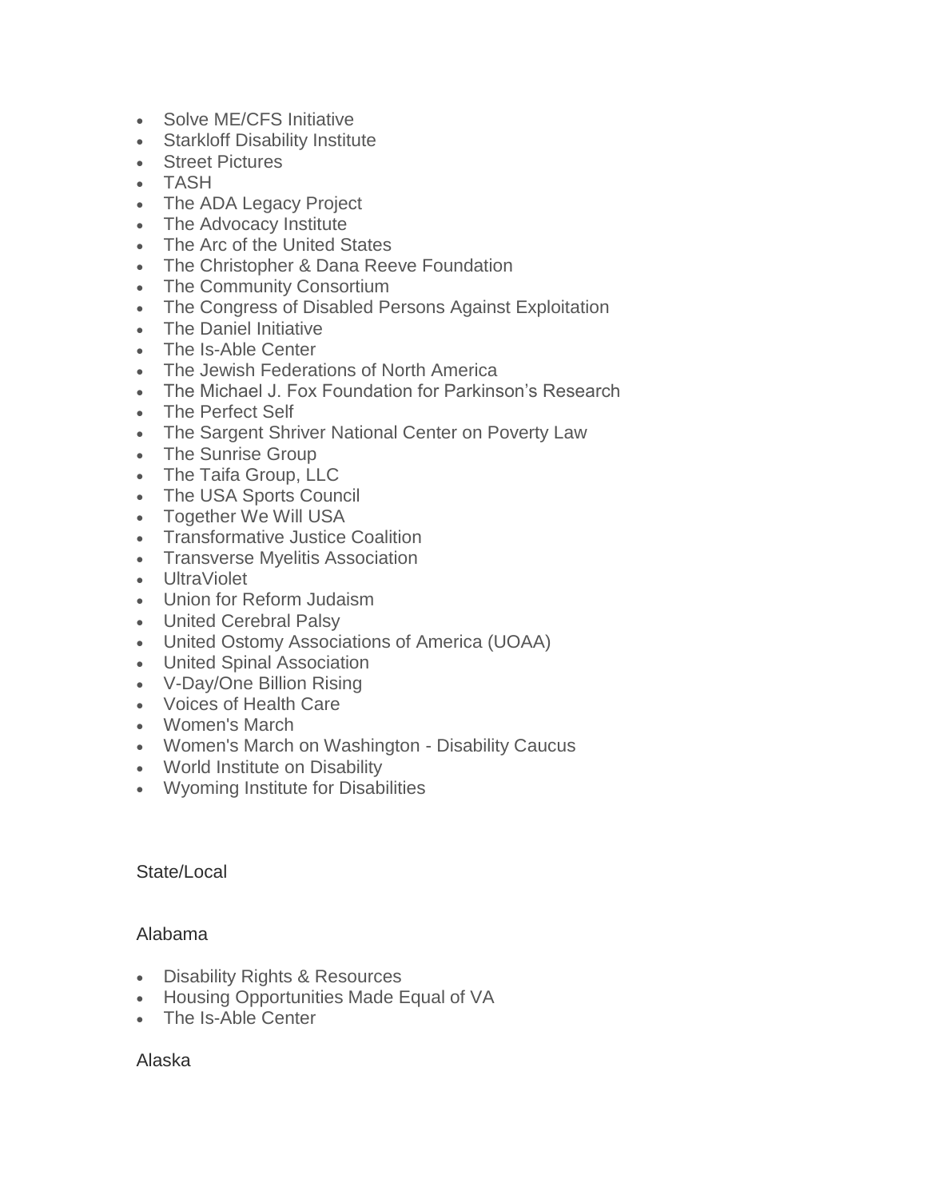- Solve ME/CFS Initiative
- Starkloff Disability Institute
- Street Pictures
- TASH
- The ADA Legacy Project
- The Advocacy Institute
- The Arc of the United States
- The Christopher & Dana Reeve Foundation
- The Community Consortium
- The Congress of Disabled Persons Against Exploitation
- The Daniel Initiative
- The Is-Able Center
- The Jewish Federations of North America
- The Michael J. Fox Foundation for Parkinson's Research
- The Perfect Self
- The Sargent Shriver National Center on Poverty Law
- The Sunrise Group
- The Taifa Group, LLC
- The USA Sports Council
- Together We Will USA
- Transformative Justice Coalition
- Transverse Myelitis Association
- UltraViolet
- Union for Reform Judaism
- United Cerebral Palsy
- United Ostomy Associations of America (UOAA)
- United Spinal Association
- V-Day/One Billion Rising
- Voices of Health Care
- Women's March
- Women's March on Washington - Disability Caucus
- World Institute on Disability
- Wyoming Institute for Disabilities

## State/Local

### Alabama

- Disability Rights & Resources
- Housing Opportunities Made Equal of VA
- The Is-Able Center

### Alaska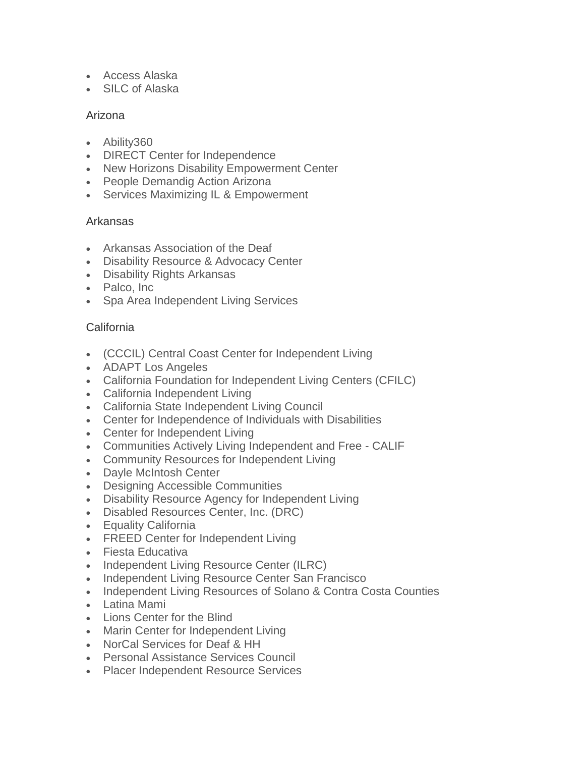- Access Alaska
- SILC of Alaska

Arizona

- Ability360
- DIRECT Center for Independence
- New Horizons Disability Empowerment Center
- People Demandig Action Arizona
- Services Maximizing IL & Empowerment

Arkansas

- Arkansas Association of the Deaf
- Disability Resource & Advocacy Center
- Disability Rights Arkansas
- Palco, Inc
- Spa Area Independent Living Services

California

- (CCCIL) Central Coast Center for Independent Living
- ADAPT Los Angeles
- California Foundation for Independent Living Centers (CFILC)
- California Independent Living
- California State Independent Living Council
- Center for Independence of Individuals with Disabilities
- Center for Independent Living
- Communities Actively Living Independent and Free - CALIF
- Community Resources for Independent Living
- Dayle McIntosh Center
- Designing Accessible Communities
- Disability Resource Agency for Independent Living
- Disabled Resources Center, Inc. (DRC)
- Equality California
- FREED Center for Independent Living
- Fiesta Educativa
- Independent Living Resource Center (ILRC)
- Independent Living Resource Center San Francisco
- Independent Living Resources of Solano & Contra Costa Counties
- Latina Mami
- Lions Center for the Blind
- Marin Center for Independent Living
- NorCal Services for Deaf & HH
- Personal Assistance Services Council
- Placer Independent Resource Services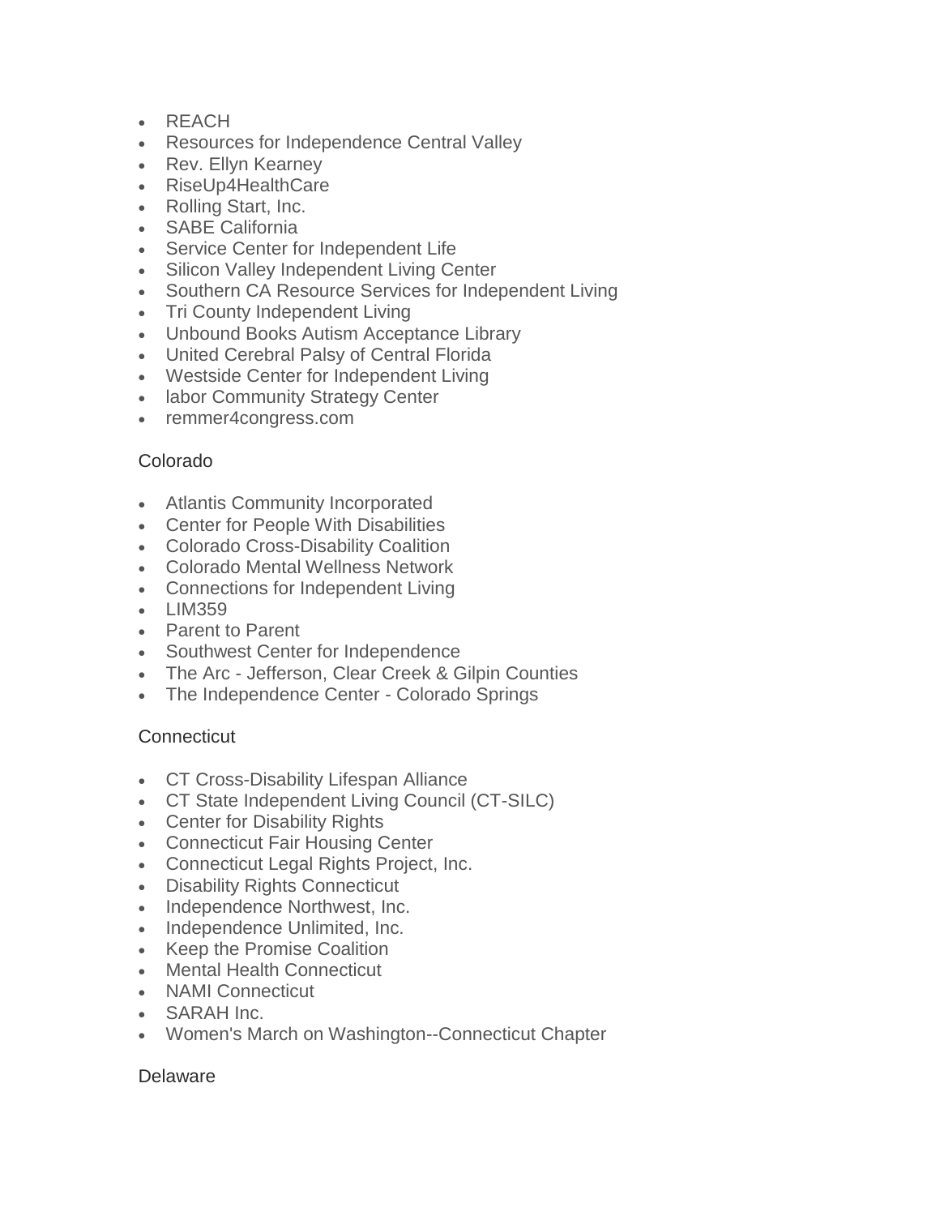- REACH
- Resources for Independence Central Valley
- Rev. Ellyn Kearney
- RiseUp4HealthCare
- Rolling Start, Inc.
- SABE California
- Service Center for Independent Life
- Silicon Valley Independent Living Center
- Southern CA Resource Services for Independent Living
- Tri County Independent Living
- Unbound Books Autism Acceptance Library
- United Cerebral Palsy of Central Florida
- Westside Center for Independent Living
- labor Community Strategy Center
- remmer4congress.com

Colorado

- Atlantis Community Incorporated
- Center for People With Disabilities
- Colorado Cross-Disability Coalition
- Colorado Mental Wellness Network
- Connections for Independent Living
- LIM359
- Parent to Parent
- Southwest Center for Independence
- The Arc - Jefferson, Clear Creek & Gilpin Counties
- The Independence Center - Colorado Springs

Connecticut

- CT Cross-Disability Lifespan Alliance
- CT State Independent Living Council (CT-SILC)
- Center for Disability Rights
- Connecticut Fair Housing Center
- Connecticut Legal Rights Project, Inc.
- Disability Rights Connecticut
- Independence Northwest, Inc.
- Independence Unlimited, Inc.
- Keep the Promise Coalition
- Mental Health Connecticut
- NAMI Connecticut
- SARAH Inc.
- Women's March on Washington--Connecticut Chapter

Delaware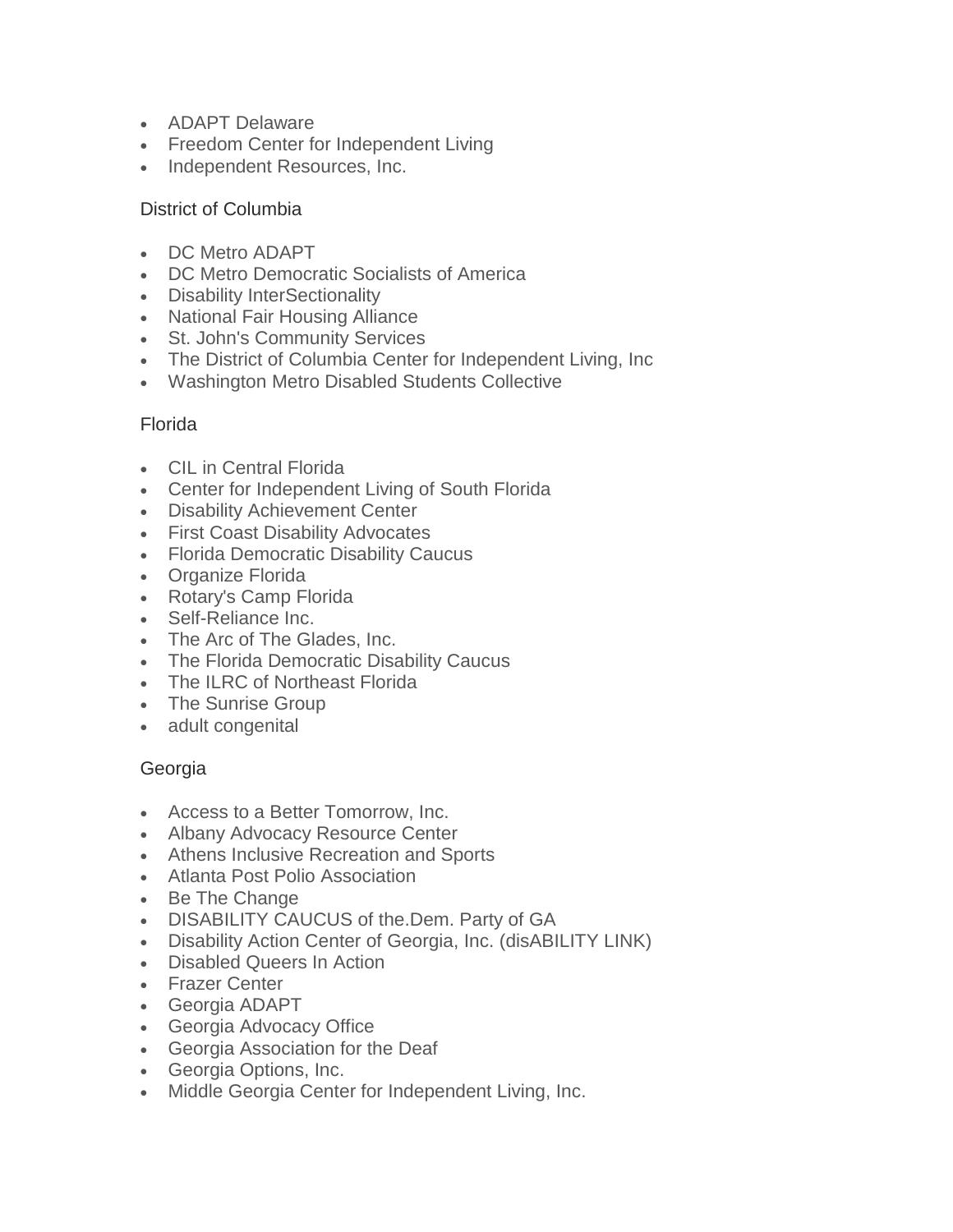- ADAPT Delaware
- Freedom Center for Independent Living
- Independent Resources, Inc.

District of Columbia

- DC Metro ADAPT
- DC Metro Democratic Socialists of America
- Disability InterSectionality
- National Fair Housing Alliance
- St. John's Community Services
- The District of Columbia Center for Independent Living, Inc
- Washington Metro Disabled Students Collective

Florida

- CIL in Central Florida
- Center for Independent Living of South Florida
- Disability Achievement Center
- First Coast Disability Advocates
- Florida Democratic Disability Caucus
- Organize Florida
- Rotary's Camp Florida
- Self-Reliance Inc.
- The Arc of The Glades, Inc.
- The Florida Democratic Disability Caucus
- The ILRC of Northeast Florida
- The Sunrise Group
- adult congenital

Georgia

- Access to a Better Tomorrow, Inc.
- Albany Advocacy Resource Center
- Athens Inclusive Recreation and Sports
- Atlanta Post Polio Association
- Be The Change
- DISABILITY CAUCUS of the.Dem. Party of GA
- Disability Action Center of Georgia, Inc. (disABILITY LINK)
- Disabled Queers In Action
- Frazer Center
- Georgia ADAPT
- Georgia Advocacy Office
- Georgia Association for the Deaf
- Georgia Options, Inc.
- Middle Georgia Center for Independent Living, Inc.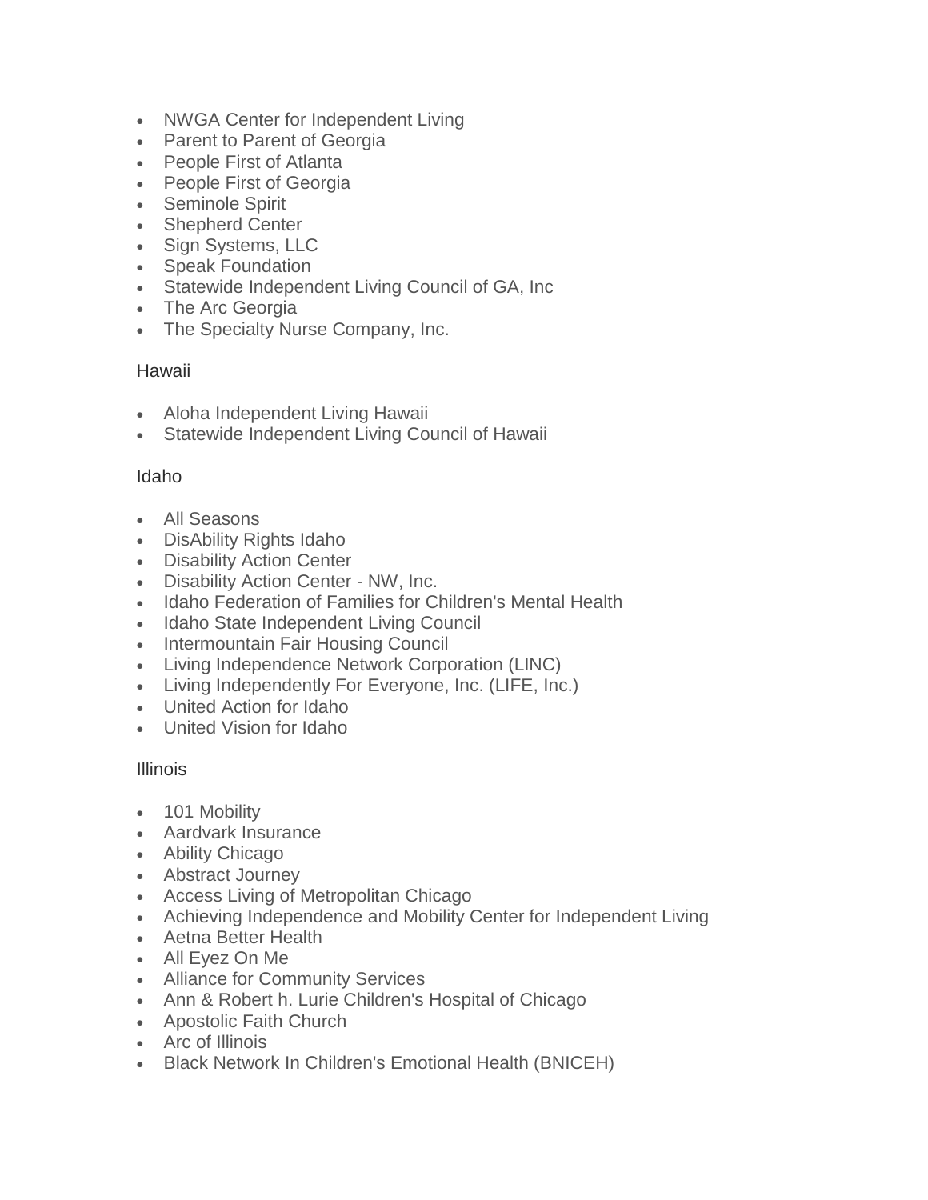- NWGA Center for Independent Living
- Parent to Parent of Georgia
- People First of Atlanta
- People First of Georgia
- Seminole Spirit
- Shepherd Center
- Sign Systems, LLC
- Speak Foundation
- Statewide Independent Living Council of GA, Inc
- The Arc Georgia
- The Specialty Nurse Company, Inc.

Hawaii

- Aloha Independent Living Hawaii
- Statewide Independent Living Council of Hawaii

Idaho

- All Seasons
- DisAbility Rights Idaho
- Disability Action Center
- Disability Action Center - NW, Inc.
- Idaho Federation of Families for Children's Mental Health
- Idaho State Independent Living Council
- Intermountain Fair Housing Council
- Living Independence Network Corporation (LINC)
- Living Independently For Everyone, Inc. (LIFE, Inc.)
- United Action for Idaho
- United Vision for Idaho

Illinois

- 101 Mobility
- Aardvark Insurance
- Ability Chicago
- Abstract Journey
- Access Living of Metropolitan Chicago
- Achieving Independence and Mobility Center for Independent Living
- Aetna Better Health
- All Eyez On Me
- Alliance for Community Services
- Ann & Robert h. Lurie Children's Hospital of Chicago
- Apostolic Faith Church
- Arc of Illinois
- Black Network In Children's Emotional Health (BNICEH)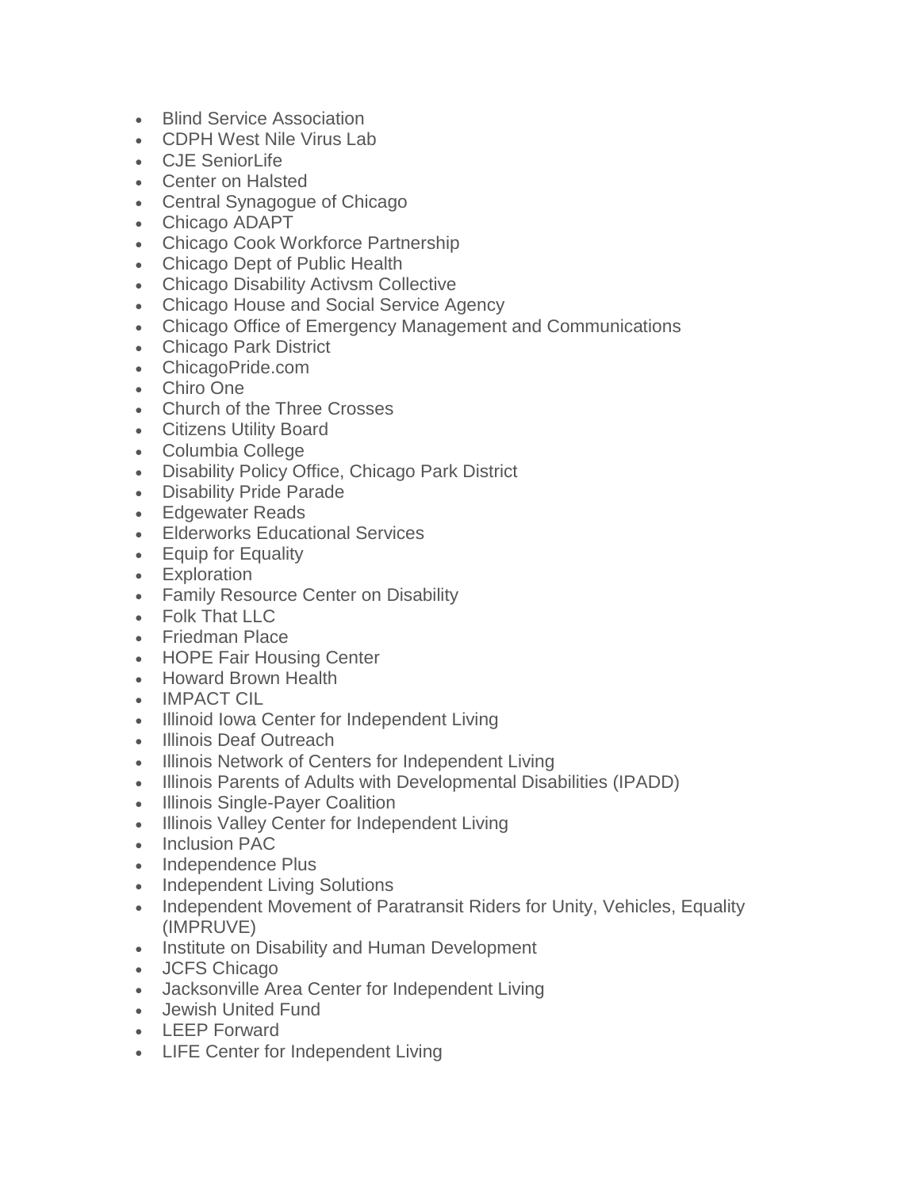- Blind Service Association
- CDPH West Nile Virus Lab
- CJE SeniorLife
- Center on Halsted
- Central Synagogue of Chicago
- Chicago ADAPT
- Chicago Cook Workforce Partnership
- Chicago Dept of Public Health
- Chicago Disability Activsm Collective
- Chicago House and Social Service Agency
- Chicago Office of Emergency Management and Communications
- Chicago Park District
- ChicagoPride.com
- Chiro One
- Church of the Three Crosses
- Citizens Utility Board
- Columbia College
- Disability Policy Office, Chicago Park District
- Disability Pride Parade
- Edgewater Reads
- Elderworks Educational Services
- Equip for Equality
- Exploration
- Family Resource Center on Disability
- Folk That LLC
- Friedman Place
- HOPE Fair Housing Center
- Howard Brown Health
- IMPACT CIL
- Illinoid Iowa Center for Independent Living
- Illinois Deaf Outreach
- Illinois Network of Centers for Independent Living
- Illinois Parents of Adults with Developmental Disabilities (IPADD)
- Illinois Single-Payer Coalition
- Illinois Valley Center for Independent Living
- Inclusion PAC
- Independence Plus
- Independent Living Solutions
- Independent Movement of Paratransit Riders for Unity, Vehicles, Equality (IMPRUVE)
- Institute on Disability and Human Development
- JCFS Chicago
- Jacksonville Area Center for Independent Living
- Jewish United Fund
- LEEP Forward
- LIFE Center for Independent Living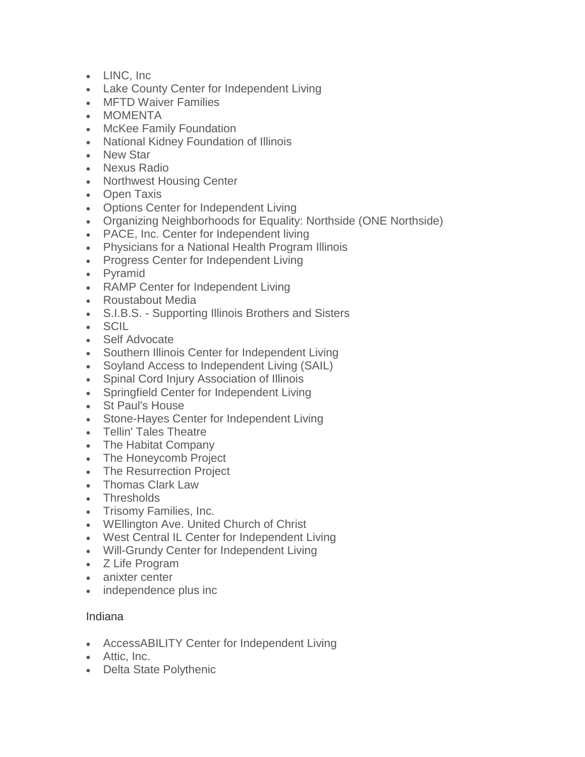- LINC, Inc
- Lake County Center for Independent Living
- MFTD Waiver Families
- MOMENTA
- McKee Family Foundation
- National Kidney Foundation of Illinois
- New Star
- Nexus Radio
- Northwest Housing Center
- Open Taxis
- Options Center for Independent Living
- Organizing Neighborhoods for Equality: Northside (ONE Northside)
- PACE, Inc. Center for Independent living
- Physicians for a National Health Program Illinois
- Progress Center for Independent Living
- Pyramid
- RAMP Center for Independent Living
- Roustabout Media
- S.I.B.S. - Supporting Illinois Brothers and Sisters
- SCIL
- Self Advocate
- Southern Illinois Center for Independent Living
- Soyland Access to Independent Living (SAIL)
- Spinal Cord Injury Association of Illinois
- Springfield Center for Independent Living
- St Paul's House
- Stone-Hayes Center for Independent Living
- Tellin' Tales Theatre
- The Habitat Company
- The Honeycomb Project
- The Resurrection Project
- Thomas Clark Law
- Thresholds
- Trisomy Families, Inc.
- WEllington Ave. United Church of Christ
- West Central IL Center for Independent Living
- Will-Grundy Center for Independent Living
- Z Life Program
- anixter center
- independence plus inc

Indiana

- AccessABILITY Center for Independent Living
- Attic, Inc.
- Delta State Polythenic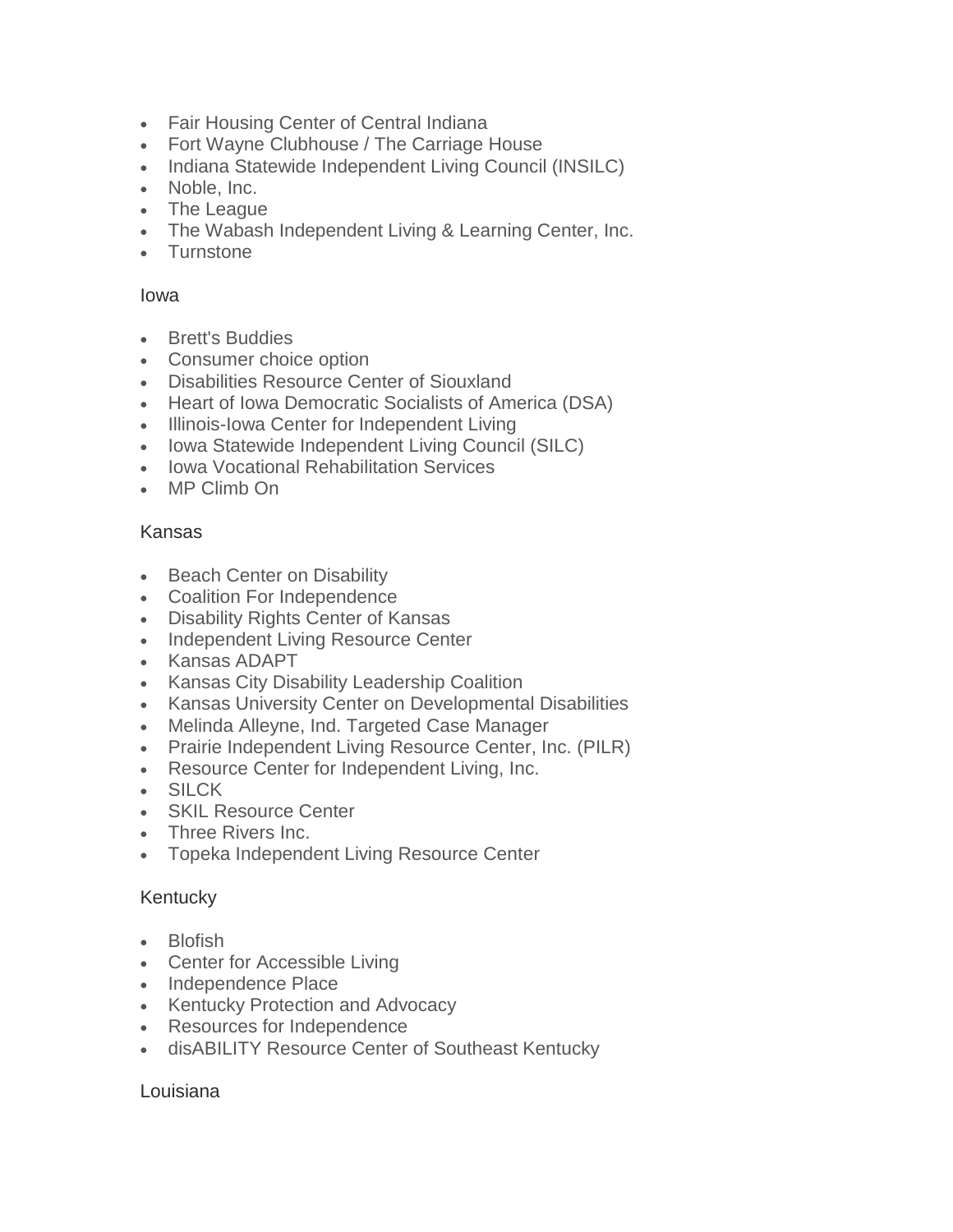- Fair Housing Center of Central Indiana
- Fort Wayne Clubhouse / The Carriage House
- Indiana Statewide Independent Living Council (INSILC)
- Noble, Inc.
- The League
- The Wabash Independent Living & Learning Center, Inc.
- Turnstone

Iowa

- Brett's Buddies
- Consumer choice option
- Disabilities Resource Center of Siouxland
- Heart of Iowa Democratic Socialists of America (DSA)
- Illinois-Iowa Center for Independent Living
- Iowa Statewide Independent Living Council (SILC)
- Iowa Vocational Rehabilitation Services
- MP Climb On

Kansas

- Beach Center on Disability
- Coalition For Independence
- Disability Rights Center of Kansas
- Independent Living Resource Center
- Kansas ADAPT
- Kansas City Disability Leadership Coalition
- Kansas University Center on Developmental Disabilities
- Melinda Alleyne, Ind. Targeted Case Manager
- Prairie Independent Living Resource Center, Inc. (PILR)
- Resource Center for Independent Living, Inc.
- SILCK
- SKIL Resource Center
- Three Rivers Inc.
- Topeka Independent Living Resource Center

Kentucky

- Blofish
- Center for Accessible Living
- Independence Place
- Kentucky Protection and Advocacy
- Resources for Independence
- disABILITY Resource Center of Southeast Kentucky

Louisiana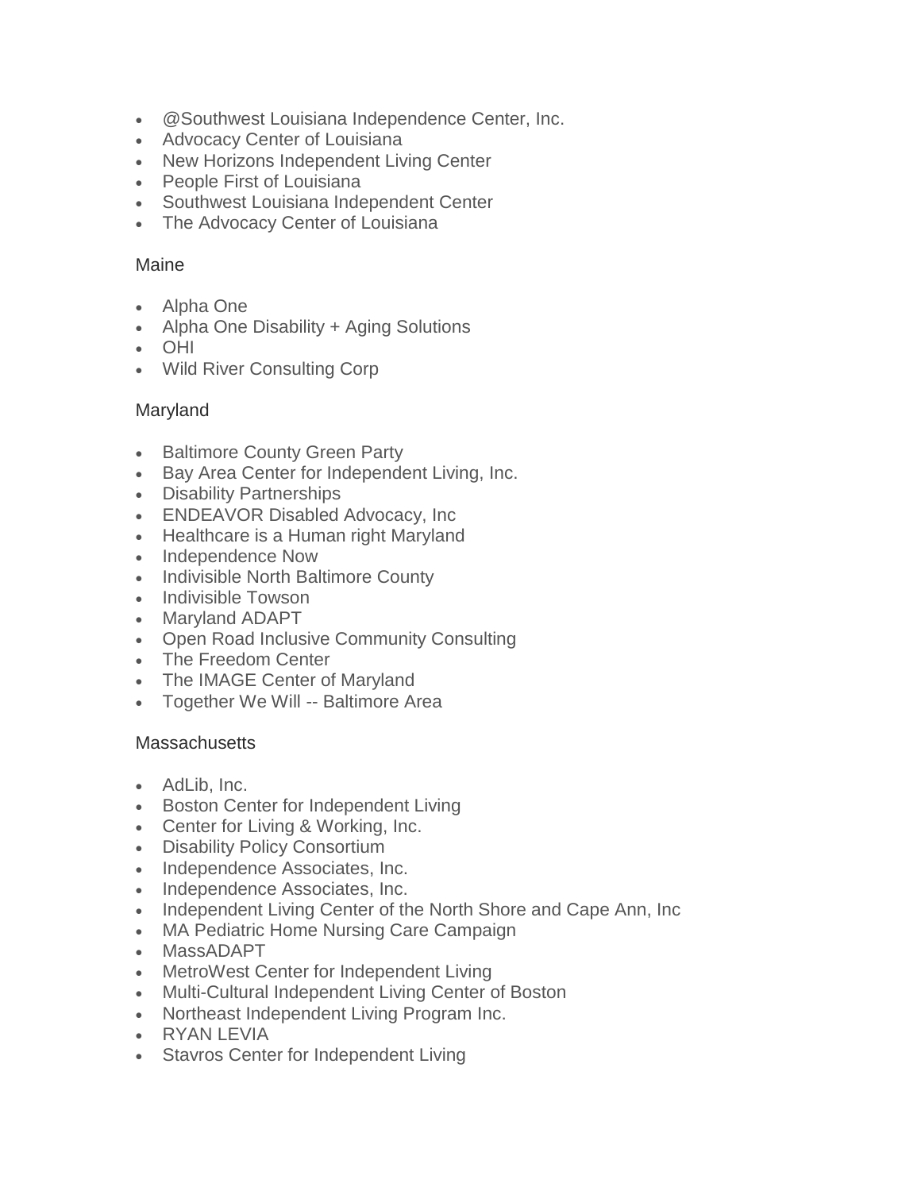- @Southwest Louisiana Independence Center, Inc.
- Advocacy Center of Louisiana
- New Horizons Independent Living Center
- People First of Louisiana
- Southwest Louisiana Independent Center
- The Advocacy Center of Louisiana

Maine

- Alpha One
- Alpha One Disability + Aging Solutions
- OHI
- Wild River Consulting Corp

Maryland

- Baltimore County Green Party
- Bay Area Center for Independent Living, Inc.
- Disability Partnerships
- ENDEAVOR Disabled Advocacy, Inc
- Healthcare is a Human right Maryland
- Independence Now
- Indivisible North Baltimore County
- Indivisible Towson
- Maryland ADAPT
- Open Road Inclusive Community Consulting
- The Freedom Center
- The IMAGE Center of Maryland
- Together We Will -- Baltimore Area

Massachusetts

- AdLib, Inc.
- Boston Center for Independent Living
- Center for Living & Working, Inc.
- Disability Policy Consortium
- Independence Associates, Inc.
- Independence Associates, Inc.
- Independent Living Center of the North Shore and Cape Ann, Inc
- MA Pediatric Home Nursing Care Campaign
- MassADAPT
- MetroWest Center for Independent Living
- Multi-Cultural Independent Living Center of Boston
- Northeast Independent Living Program Inc.
- RYAN LEVIA
- Stavros Center for Independent Living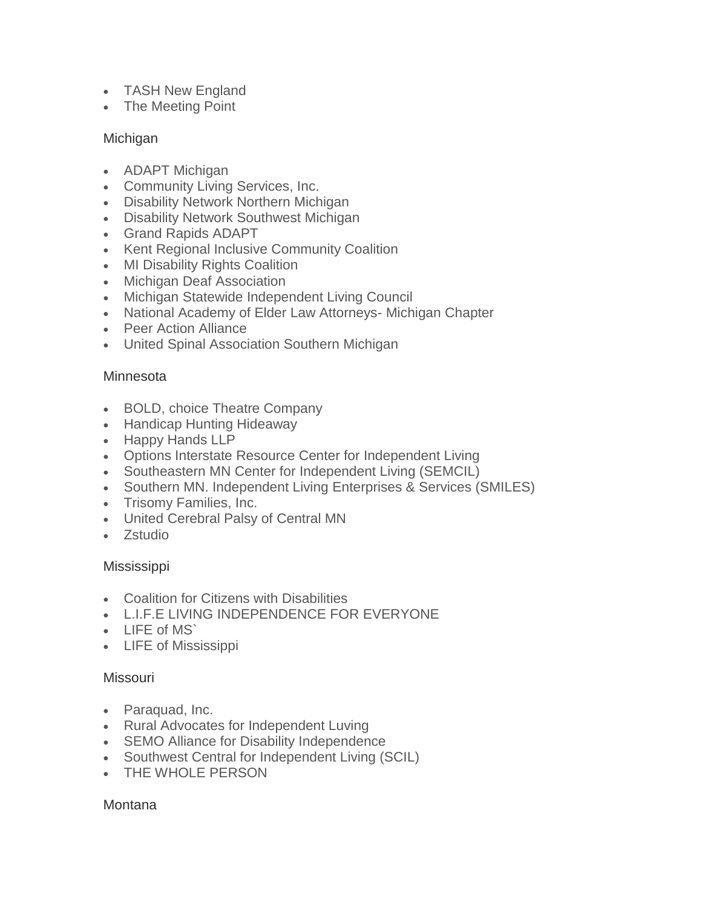- TASH New England
- The Meeting Point

Michigan

- ADAPT Michigan
- Community Living Services, Inc.
- Disability Network Northern Michigan
- Disability Network Southwest Michigan
- Grand Rapids ADAPT
- Kent Regional Inclusive Community Coalition
- MI Disability Rights Coalition
- Michigan Deaf Association
- Michigan Statewide Independent Living Council
- National Academy of Elder Law Attorneys- Michigan Chapter
- Peer Action Alliance
- United Spinal Association Southern Michigan

Minnesota

- BOLD, choice Theatre Company
- Handicap Hunting Hideaway
- Happy Hands LLP
- Options Interstate Resource Center for Independent Living
- Southeastern MN Center for Independent Living (SEMCIL)
- Southern MN. Independent Living Enterprises & Services (SMILES)
- Trisomy Families, Inc.
- United Cerebral Palsy of Central MN
- Zstudio

Mississippi

- Coalition for Citizens with Disabilities
- L.I.F.E LIVING INDEPENDENCE FOR EVERYONE
- LIFE of MS`
- LIFE of Mississippi

Missouri

- Paraquad, Inc.
- Rural Advocates for Independent Luving
- SEMO Alliance for Disability Independence
- Southwest Central for Independent Living (SCIL)
- THE WHOLE PERSON

Montana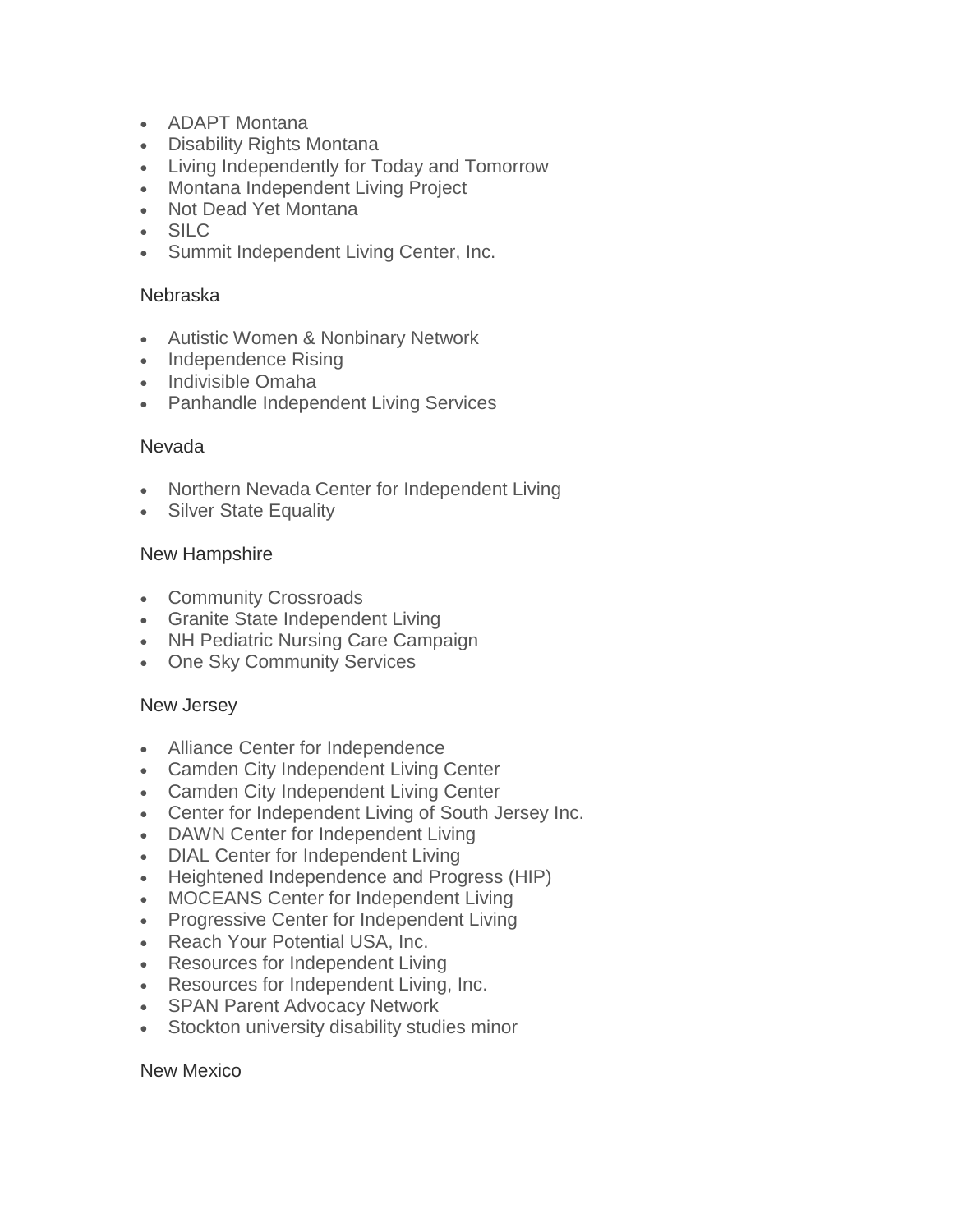- ADAPT Montana
- Disability Rights Montana
- Living Independently for Today and Tomorrow
- Montana Independent Living Project
- Not Dead Yet Montana
- SILC
- Summit Independent Living Center, Inc.

Nebraska

- Autistic Women & Nonbinary Network
- Independence Rising
- Indivisible Omaha
- Panhandle Independent Living Services

Nevada

- Northern Nevada Center for Independent Living
- Silver State Equality

New Hampshire

- Community Crossroads
- Granite State Independent Living
- NH Pediatric Nursing Care Campaign
- One Sky Community Services

New Jersey

- Alliance Center for Independence
- Camden City Independent Living Center
- Camden City Independent Living Center
- Center for Independent Living of South Jersey Inc.
- DAWN Center for Independent Living
- DIAL Center for Independent Living
- Heightened Independence and Progress (HIP)
- MOCEANS Center for Independent Living
- Progressive Center for Independent Living
- Reach Your Potential USA, Inc.
- Resources for Independent Living
- Resources for Independent Living, Inc.
- SPAN Parent Advocacy Network
- Stockton university disability studies minor

New Mexico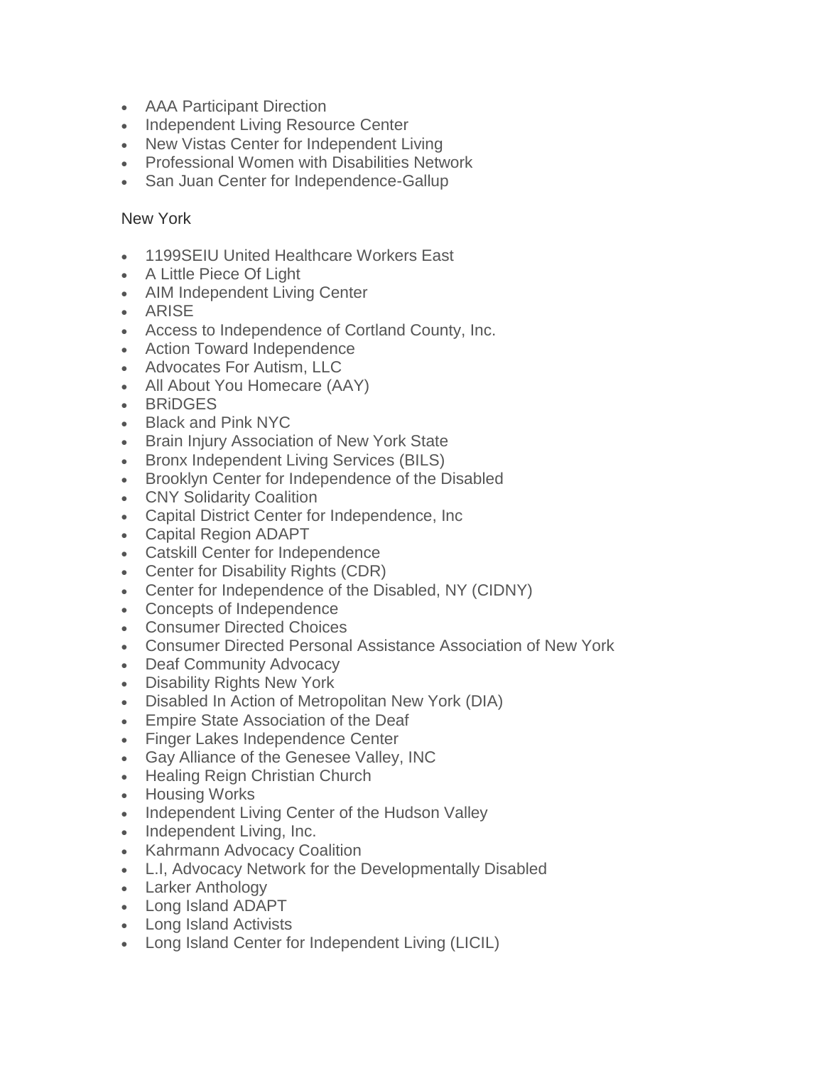- AAA Participant Direction
- Independent Living Resource Center
- New Vistas Center for Independent Living
- Professional Women with Disabilities Network
- San Juan Center for Independence-Gallup

New York

- 1199SEIU United Healthcare Workers East
- A Little Piece Of Light
- AIM Independent Living Center
- ARISE
- Access to Independence of Cortland County, Inc.
- Action Toward Independence
- Advocates For Autism, LLC
- All About You Homecare (AAY)
- BRiDGES
- Black and Pink NYC
- Brain Injury Association of New York State
- Bronx Independent Living Services (BILS)
- Brooklyn Center for Independence of the Disabled
- CNY Solidarity Coalition
- Capital District Center for Independence, Inc
- Capital Region ADAPT
- Catskill Center for Independence
- Center for Disability Rights (CDR)
- Center for Independence of the Disabled, NY (CIDNY)
- Concepts of Independence
- Consumer Directed Choices
- Consumer Directed Personal Assistance Association of New York
- Deaf Community Advocacy
- Disability Rights New York
- Disabled In Action of Metropolitan New York (DIA)
- Empire State Association of the Deaf
- Finger Lakes Independence Center
- Gay Alliance of the Genesee Valley, INC
- Healing Reign Christian Church
- Housing Works
- Independent Living Center of the Hudson Valley
- Independent Living, Inc.
- Kahrmann Advocacy Coalition
- L.I, Advocacy Network for the Developmentally Disabled
- Larker Anthology
- Long Island ADAPT
- Long Island Activists
- Long Island Center for Independent Living (LICIL)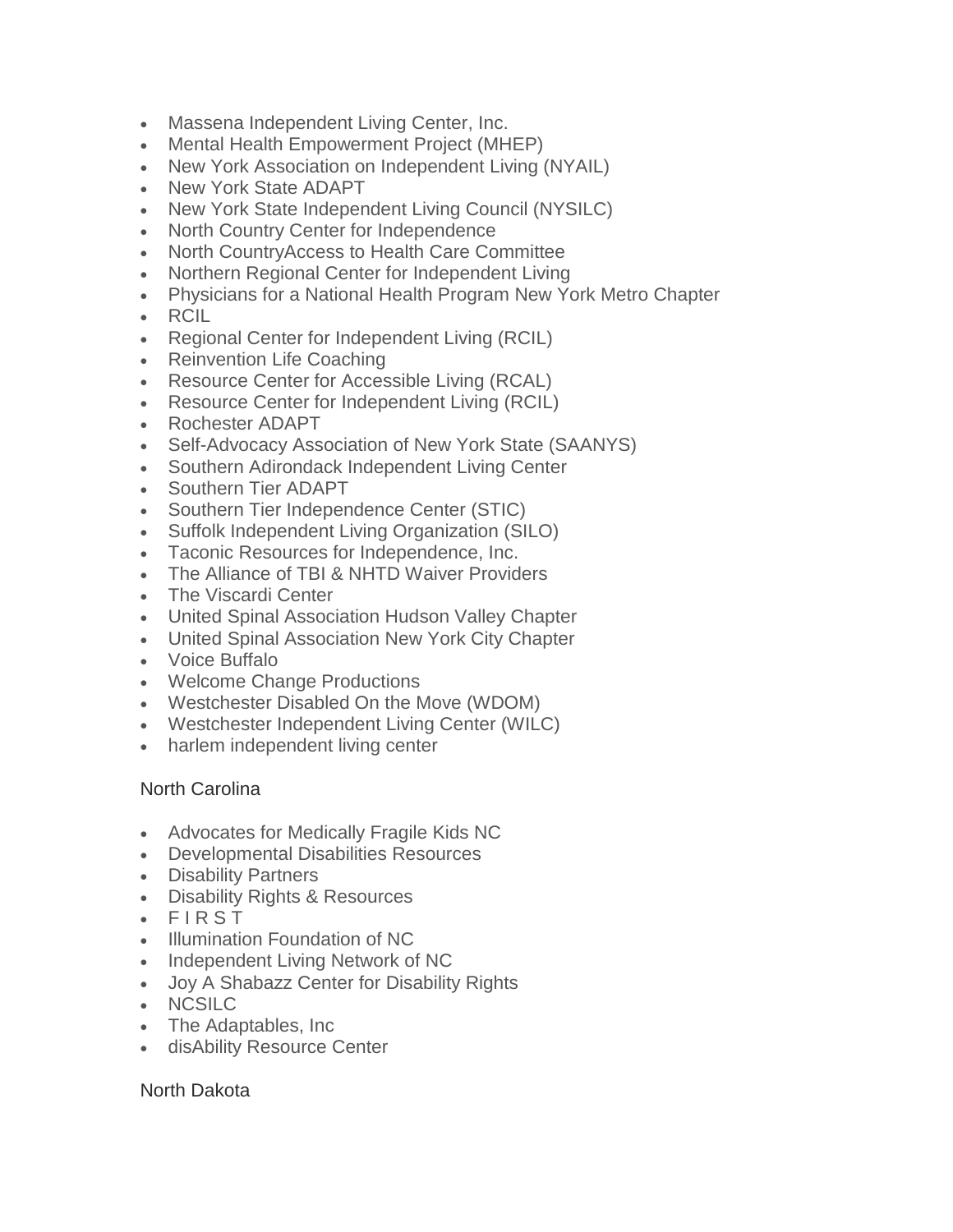- Massena Independent Living Center, Inc.
- Mental Health Empowerment Project (MHEP)
- New York Association on Independent Living (NYAIL)
- New York State ADAPT
- New York State Independent Living Council (NYSILC)
- North Country Center for Independence
- North CountryAccess to Health Care Committee
- Northern Regional Center for Independent Living
- Physicians for a National Health Program New York Metro Chapter
- RCIL
- Regional Center for Independent Living (RCIL)
- Reinvention Life Coaching
- Resource Center for Accessible Living (RCAL)
- Resource Center for Independent Living (RCIL)
- Rochester ADAPT
- Self-Advocacy Association of New York State (SAANYS)
- Southern Adirondack Independent Living Center
- Southern Tier ADAPT
- Southern Tier Independence Center (STIC)
- Suffolk Independent Living Organization (SILO)
- Taconic Resources for Independence, Inc.
- The Alliance of TBI & NHTD Waiver Providers
- The Viscardi Center
- United Spinal Association Hudson Valley Chapter
- United Spinal Association New York City Chapter
- Voice Buffalo
- Welcome Change Productions
- Westchester Disabled On the Move (WDOM)
- Westchester Independent Living Center (WILC)
- harlem independent living center

North Carolina

- Advocates for Medically Fragile Kids NC
- Developmental Disabilities Resources
- Disability Partners
- Disability Rights & Resources
- F I R S T
- Illumination Foundation of NC
- Independent Living Network of NC
- Joy A Shabazz Center for Disability Rights
- NCSILC
- The Adaptables, Inc
- disAbility Resource Center

North Dakota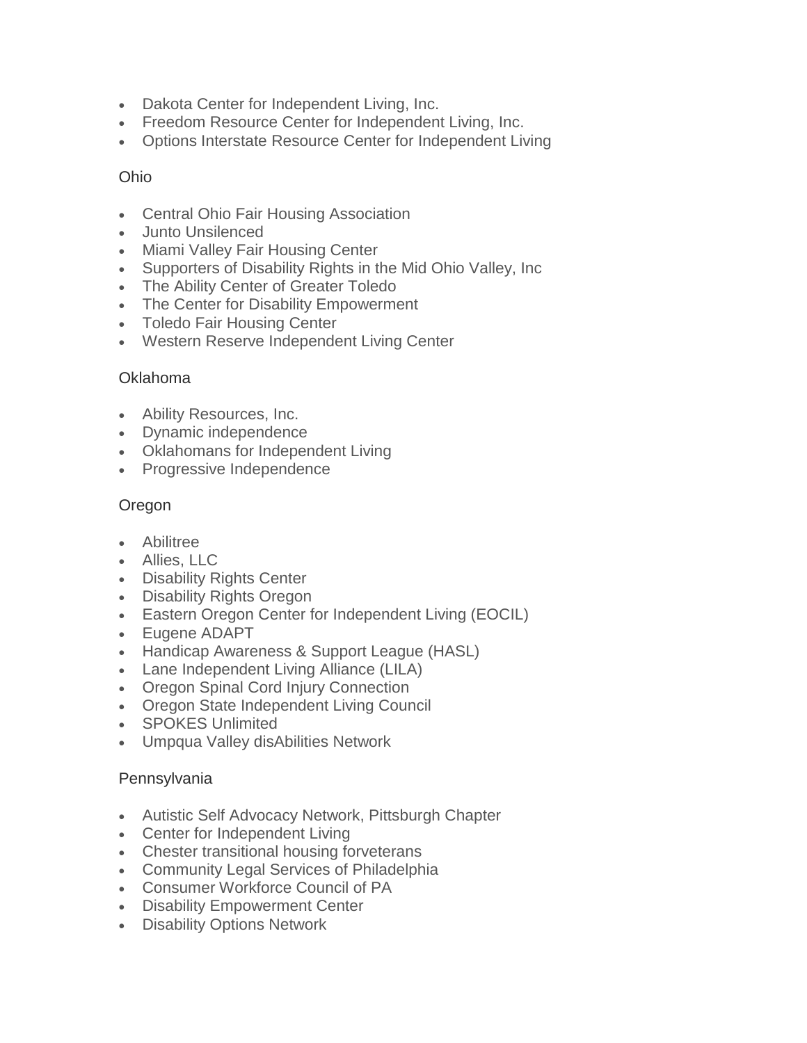- Dakota Center for Independent Living, Inc.
- Freedom Resource Center for Independent Living, Inc.
- Options Interstate Resource Center for Independent Living

Ohio

- Central Ohio Fair Housing Association
- Junto Unsilenced
- Miami Valley Fair Housing Center
- Supporters of Disability Rights in the Mid Ohio Valley, Inc
- The Ability Center of Greater Toledo
- The Center for Disability Empowerment
- Toledo Fair Housing Center
- Western Reserve Independent Living Center

Oklahoma

- Ability Resources, Inc.
- Dynamic independence
- Oklahomans for Independent Living
- Progressive Independence

Oregon

- Abilitree
- Allies, LLC
- Disability Rights Center
- Disability Rights Oregon
- Eastern Oregon Center for Independent Living (EOCIL)
- Eugene ADAPT
- Handicap Awareness & Support League (HASL)
- Lane Independent Living Alliance (LILA)
- Oregon Spinal Cord Injury Connection
- Oregon State Independent Living Council
- SPOKES Unlimited
- Umpqua Valley disAbilities Network

Pennsylvania

- Autistic Self Advocacy Network, Pittsburgh Chapter
- Center for Independent Living
- Chester transitional housing forveterans
- Community Legal Services of Philadelphia
- Consumer Workforce Council of PA
- Disability Empowerment Center
- Disability Options Network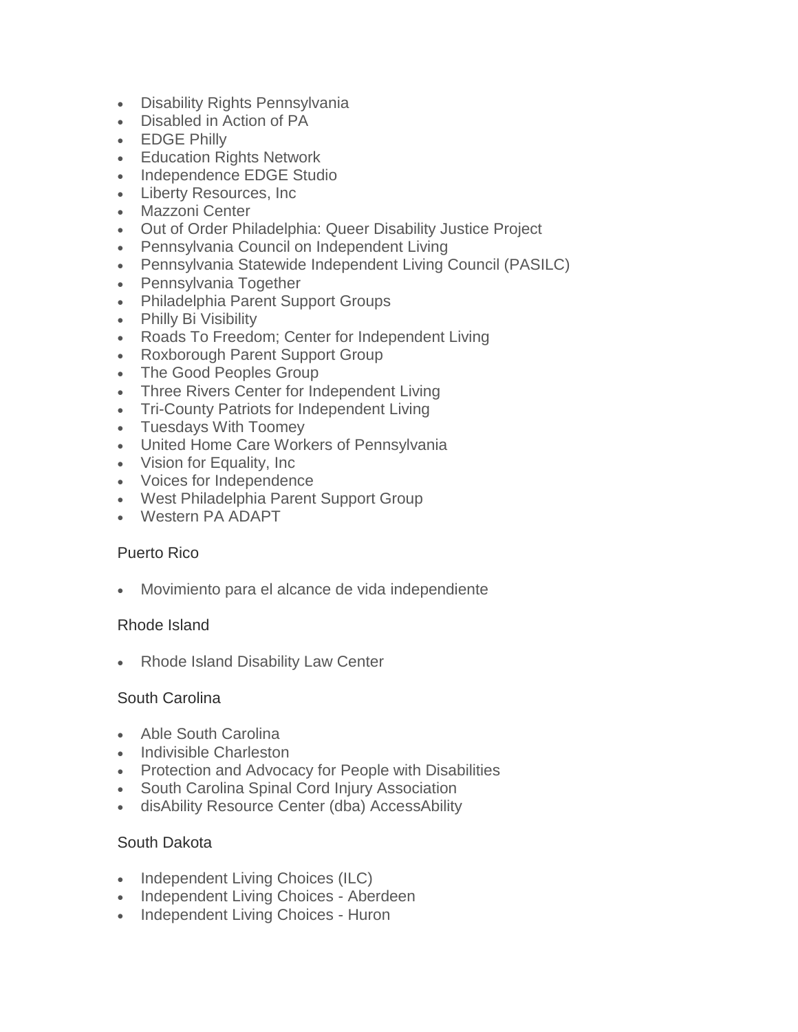- Disability Rights Pennsylvania
- Disabled in Action of PA
- EDGE Philly
- Education Rights Network
- Independence EDGE Studio
- Liberty Resources, Inc
- Mazzoni Center
- Out of Order Philadelphia: Queer Disability Justice Project
- Pennsylvania Council on Independent Living
- Pennsylvania Statewide Independent Living Council (PASILC)
- Pennsylvania Together
- Philadelphia Parent Support Groups
- Philly Bi Visibility
- Roads To Freedom; Center for Independent Living
- Roxborough Parent Support Group
- The Good Peoples Group
- Three Rivers Center for Independent Living
- Tri-County Patriots for Independent Living
- Tuesdays With Toomey
- United Home Care Workers of Pennsylvania
- Vision for Equality, Inc
- Voices for Independence
- West Philadelphia Parent Support Group
- Western PA ADAPT

Puerto Rico

- Movimiento para el alcance de vida independiente

Rhode Island

- Rhode Island Disability Law Center

South Carolina

- Able South Carolina
- Indivisible Charleston
- Protection and Advocacy for People with Disabilities
- South Carolina Spinal Cord Injury Association
- disAbility Resource Center (dba) AccessAbility

South Dakota

- Independent Living Choices (ILC)
- Independent Living Choices - Aberdeen
- Independent Living Choices - Huron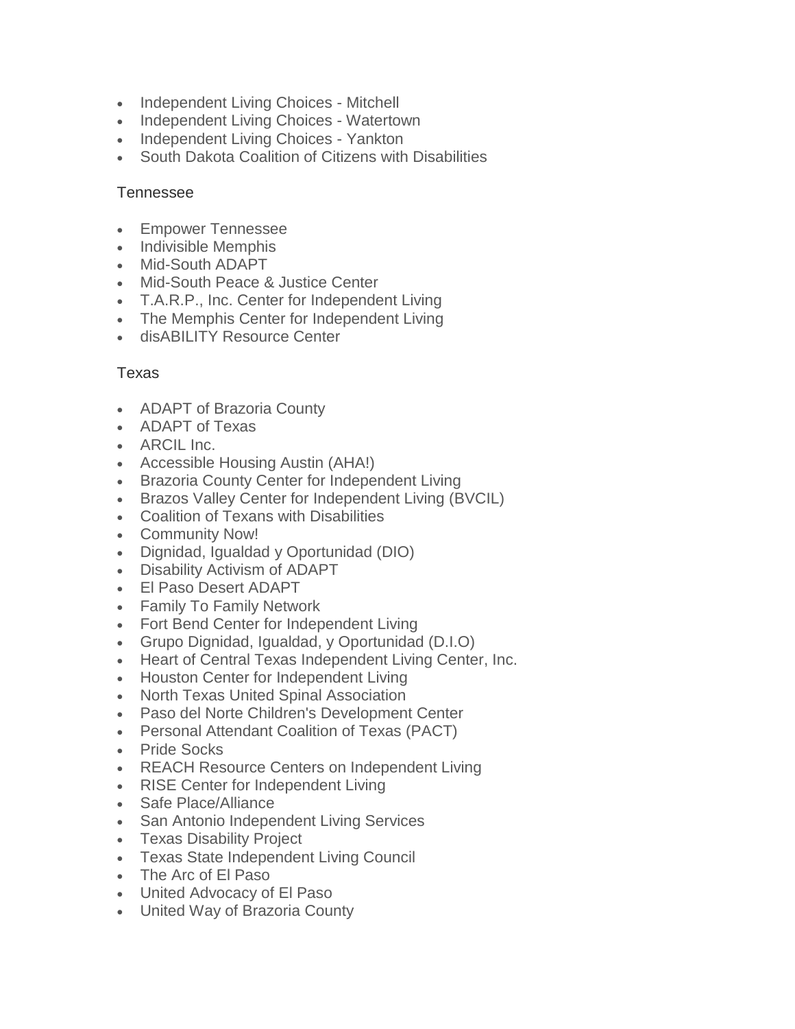- Independent Living Choices - Mitchell
- Independent Living Choices - Watertown
- Independent Living Choices - Yankton
- South Dakota Coalition of Citizens with Disabilities

Tennessee

- Empower Tennessee
- Indivisible Memphis
- Mid-South ADAPT
- Mid-South Peace & Justice Center
- T.A.R.P., Inc. Center for Independent Living
- The Memphis Center for Independent Living
- disABILITY Resource Center

Texas

- ADAPT of Brazoria County
- ADAPT of Texas
- ARCIL Inc.
- Accessible Housing Austin (AHA!)
- Brazoria County Center for Independent Living
- Brazos Valley Center for Independent Living (BVCIL)
- Coalition of Texans with Disabilities
- Community Now!
- Dignidad, Igualdad y Oportunidad (DIO)
- Disability Activism of ADAPT
- El Paso Desert ADAPT
- Family To Family Network
- Fort Bend Center for Independent Living
- Grupo Dignidad, Igualdad, y Oportunidad (D.I.O)
- Heart of Central Texas Independent Living Center, Inc.
- Houston Center for Independent Living
- North Texas United Spinal Association
- Paso del Norte Children's Development Center
- Personal Attendant Coalition of Texas (PACT)
- Pride Socks
- REACH Resource Centers on Independent Living
- RISE Center for Independent Living
- Safe Place/Alliance
- San Antonio Independent Living Services
- Texas Disability Project
- Texas State Independent Living Council
- The Arc of El Paso
- United Advocacy of El Paso
- United Way of Brazoria County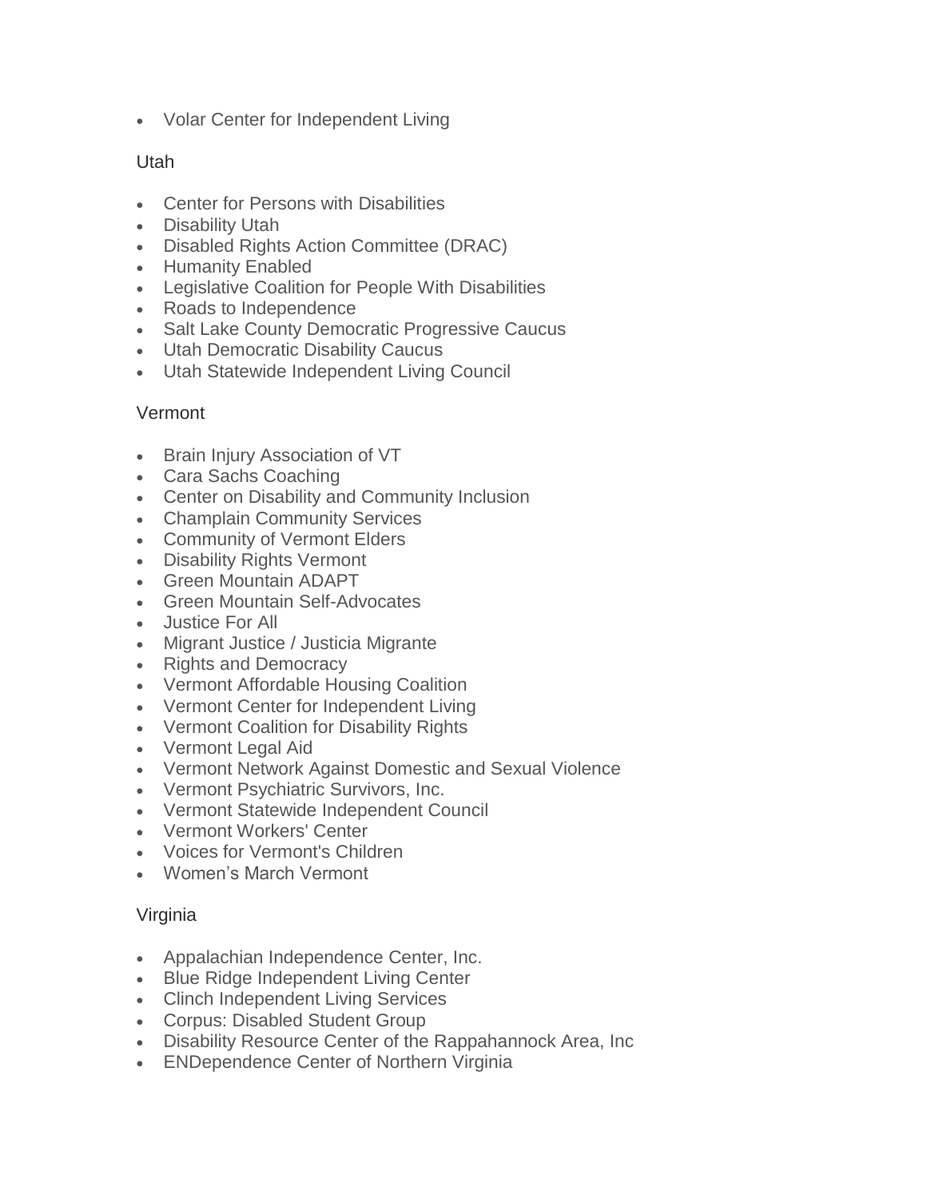- Volar Center for Independent Living

Utah

- Center for Persons with Disabilities
- Disability Utah
- Disabled Rights Action Committee (DRAC)
- Humanity Enabled
- Legislative Coalition for People With Disabilities
- Roads to Independence
- Salt Lake County Democratic Progressive Caucus
- Utah Democratic Disability Caucus
- Utah Statewide Independent Living Council

Vermont

- Brain Injury Association of VT
- Cara Sachs Coaching
- Center on Disability and Community Inclusion
- Champlain Community Services
- Community of Vermont Elders
- Disability Rights Vermont
- Green Mountain ADAPT
- Green Mountain Self-Advocates
- Justice For All
- Migrant Justice / Justicia Migrante
- Rights and Democracy
- Vermont Affordable Housing Coalition
- Vermont Center for Independent Living
- Vermont Coalition for Disability Rights
- Vermont Legal Aid
- Vermont Network Against Domestic and Sexual Violence
- Vermont Psychiatric Survivors, Inc.
- Vermont Statewide Independent Council
- Vermont Workers' Center
- Voices for Vermont's Children
- Women's March Vermont

Virginia

- Appalachian Independence Center, Inc.
- Blue Ridge Independent Living Center
- Clinch Independent Living Services
- Corpus: Disabled Student Group
- Disability Resource Center of the Rappahannock Area, Inc
- ENDependence Center of Northern Virginia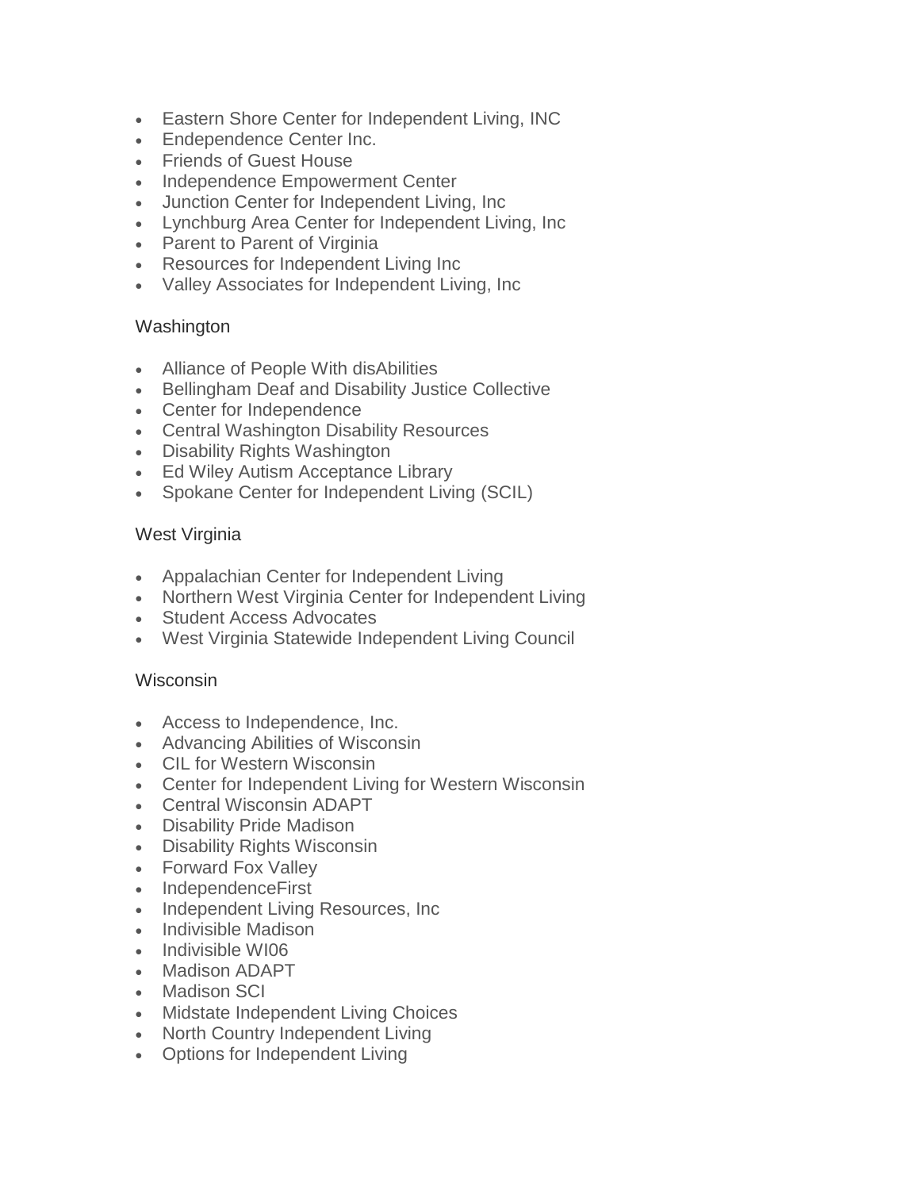- Eastern Shore Center for Independent Living, INC
- Endependence Center Inc.
- Friends of Guest House
- Independence Empowerment Center
- Junction Center for Independent Living, Inc
- Lynchburg Area Center for Independent Living, Inc
- Parent to Parent of Virginia
- Resources for Independent Living Inc
- Valley Associates for Independent Living, Inc

### Washington

- Alliance of People With disAbilities
- Bellingham Deaf and Disability Justice Collective
- Center for Independence
- Central Washington Disability Resources
- Disability Rights Washington
- Ed Wiley Autism Acceptance Library
- Spokane Center for Independent Living (SCIL)

### West Virginia

- Appalachian Center for Independent Living
- Northern West Virginia Center for Independent Living
- Student Access Advocates
- West Virginia Statewide Independent Living Council

### Wisconsin

- Access to Independence, Inc.
- Advancing Abilities of Wisconsin
- CIL for Western Wisconsin
- Center for Independent Living for Western Wisconsin
- Central Wisconsin ADAPT
- Disability Pride Madison
- Disability Rights Wisconsin
- Forward Fox Valley
- IndependenceFirst
- Independent Living Resources, Inc
- Indivisible Madison
- Indivisible WI06
- Madison ADAPT
- Madison SCI
- Midstate Independent Living Choices
- North Country Independent Living
- Options for Independent Living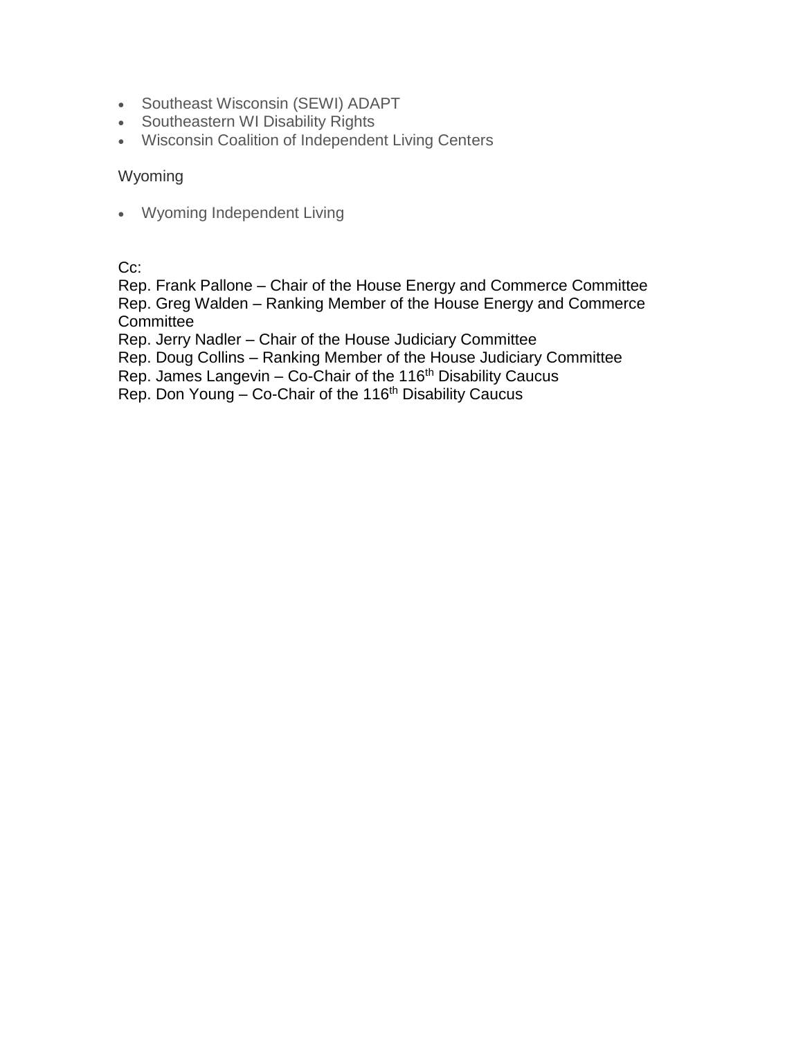- Southeast Wisconsin (SEWI) ADAPT
- Southeastern WI Disability Rights
- Wisconsin Coalition of Independent Living Centers

Wyoming

- Wyoming Independent Living

Cc:
Rep. Frank Pallone – Chair of the House Energy and Commerce Committee
Rep. Greg Walden – Ranking Member of the House Energy and Commerce Committee
Rep. Jerry Nadler – Chair of the House Judiciary Committee
Rep. Doug Collins – Ranking Member of the House Judiciary Committee
Rep. James Langevin – Co-Chair of the 116th Disability Caucus
Rep. Don Young – Co-Chair of the 116th Disability Caucus